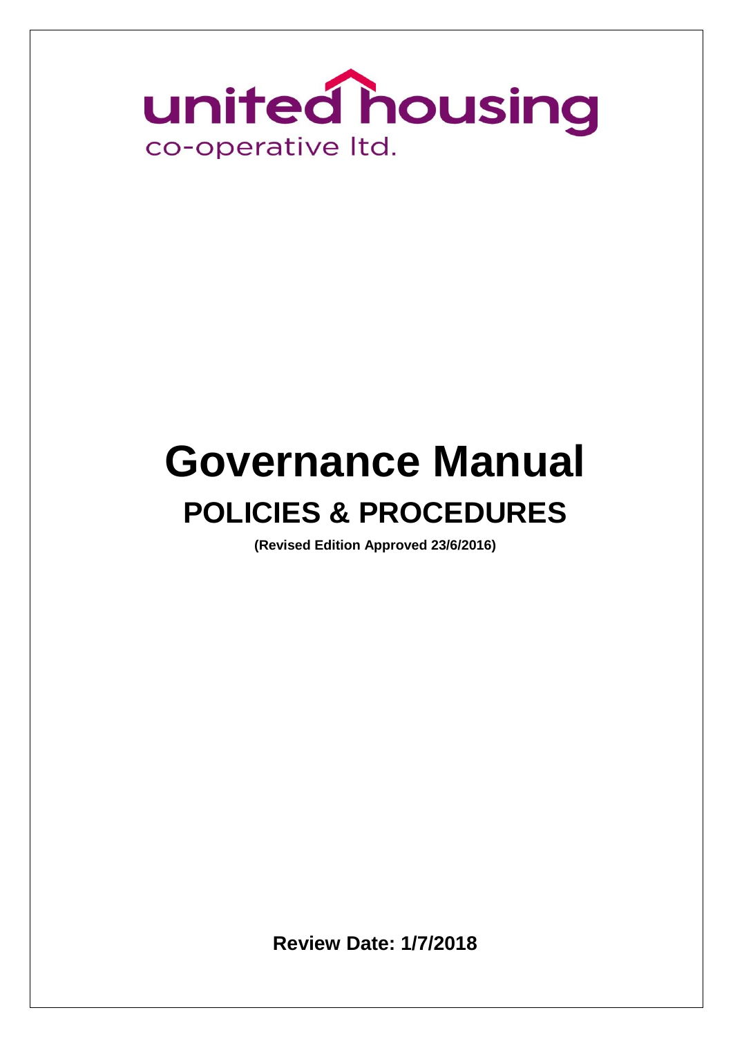united housing

co-operative ltd.

# Governance Manual

## POLICIES & PROCEDURES

**(Revised Edition Approved 23/6/2016)**

**Review Date: 1/7/2018**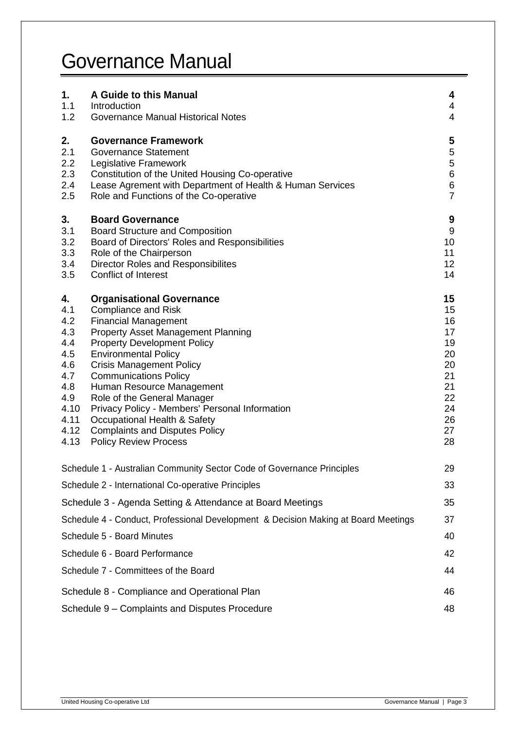# Governance Manual

| | | |
|---|---|---|
| **1.** | **A Guide to this Manual** | **4** |
| 1.1 | Introduction | 4 |
| 1.2 | Governance Manual Historical Notes | 4 |
| | | |
| **2.** | **Governance Framework** | **5** |
| 2.1 | Governance Statement | 5 |
| 2.2 | Legislative Framework | 5 |
| 2.3 | Constitution of the United Housing Co-operative | 6 |
| 2.4 | Lease Agrement with Department of Health & Human Services | 6 |
| 2.5 | Role and Functions of the Co-operative | 7 |
| | | |
| **3.** | **Board Governance** | **9** |
| 3.1 | Board Structure and Composition | 9 |
| 3.2 | Board of Directors' Roles and Responsibilities | 10 |
| 3.3 | Role of the Chairperson | 11 |
| 3.4 | Director Roles and Responsibilites | 12 |
| 3.5 | Conflict of Interest | 14 |
| | | |
| **4.** | **Organisational Governance** | **15** |
| 4.1 | Compliance and Risk | 15 |
| 4.2 | Financial Management | 16 |
| 4.3 | Property Asset Management Planning | 17 |
| 4.4 | Property Development Policy | 19 |
| 4.5 | Environmental Policy | 20 |
| 4.6 | Crisis Management Policy | 20 |
| 4.7 | Communications Policy | 21 |
| 4.8 | Human Resource Management | 21 |
| 4.9 | Role of the General Manager | 22 |
| 4.10 | Privacy Policy - Members' Personal Information | 24 |
| 4.11 | Occupational Health & Safety | 26 |
| 4.12 | Complaints and Disputes Policy | 27 |
| 4.13 | Policy Review Process | 28 |

| | |
|---|---|
| Schedule 1 - Australian Community Sector Code of Governance Principles | 29 |
| Schedule 2 - International Co-operative Principles | 33 |
| Schedule 3 - Agenda Setting & Attendance at Board Meetings | 35 |
| Schedule 4 - Conduct, Professional Development & Decision Making at Board Meetings | 37 |
| Schedule 5 - Board Minutes | 40 |
| Schedule 6 - Board Performance | 42 |
| Schedule 7 - Committees of the Board | 44 |
| Schedule 8 - Compliance and Operational Plan | 46 |
| Schedule 9 – Complaints and Disputes Procedure | 48 |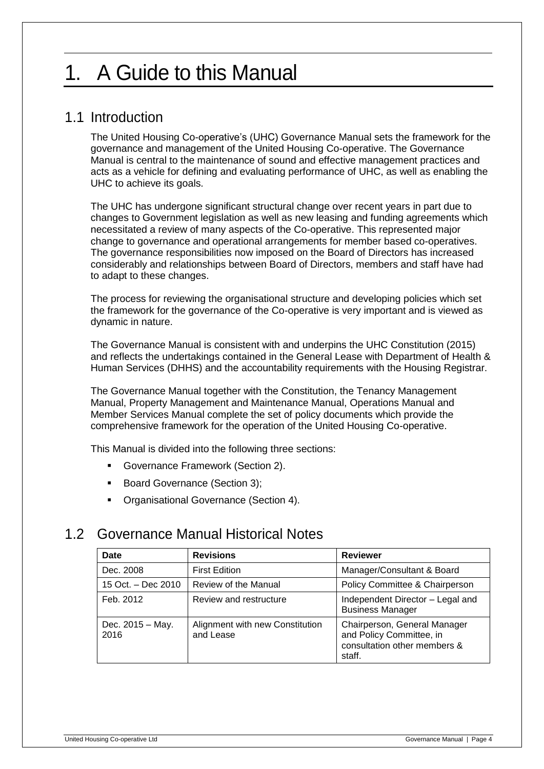# 1. A Guide to this Manual

## 1.1 Introduction

The United Housing Co-operative's (UHC) Governance Manual sets the framework for the governance and management of the United Housing Co-operative. The Governance Manual is central to the maintenance of sound and effective management practices and acts as a vehicle for defining and evaluating performance of UHC, as well as enabling the UHC to achieve its goals.

The UHC has undergone significant structural change over recent years in part due to changes to Government legislation as well as new leasing and funding agreements which necessitated a review of many aspects of the Co-operative. This represented major change to governance and operational arrangements for member based co-operatives. The governance responsibilities now imposed on the Board of Directors has increased considerably and relationships between Board of Directors, members and staff have had to adapt to these changes.

The process for reviewing the organisational structure and developing policies which set the framework for the governance of the Co-operative is very important and is viewed as dynamic in nature.

The Governance Manual is consistent with and underpins the UHC Constitution (2015) and reflects the undertakings contained in the General Lease with Department of Health & Human Services (DHHS) and the accountability requirements with the Housing Registrar.

The Governance Manual together with the Constitution, the Tenancy Management Manual, Property Management and Maintenance Manual, Operations Manual and Member Services Manual complete the set of policy documents which provide the comprehensive framework for the operation of the United Housing Co-operative.

This Manual is divided into the following three sections:

- Governance Framework (Section 2).
- Board Governance (Section 3);
- Organisational Governance (Section 4).

## 1.2 Governance Manual Historical Notes

| Date | Revisions | Reviewer |
|---|---|---|
| Dec. 2008 | First Edition | Manager/Consultant & Board |
| 15 Oct. – Dec 2010 | Review of the Manual | Policy Committee & Chairperson |
| Feb. 2012 | Review and restructure | Independent Director – Legal and Business Manager |
| Dec. 2015 – May. 2016 | Alignment with new Constitution and Lease | Chairperson, General Manager and Policy Committee, in consultation other members & staff. |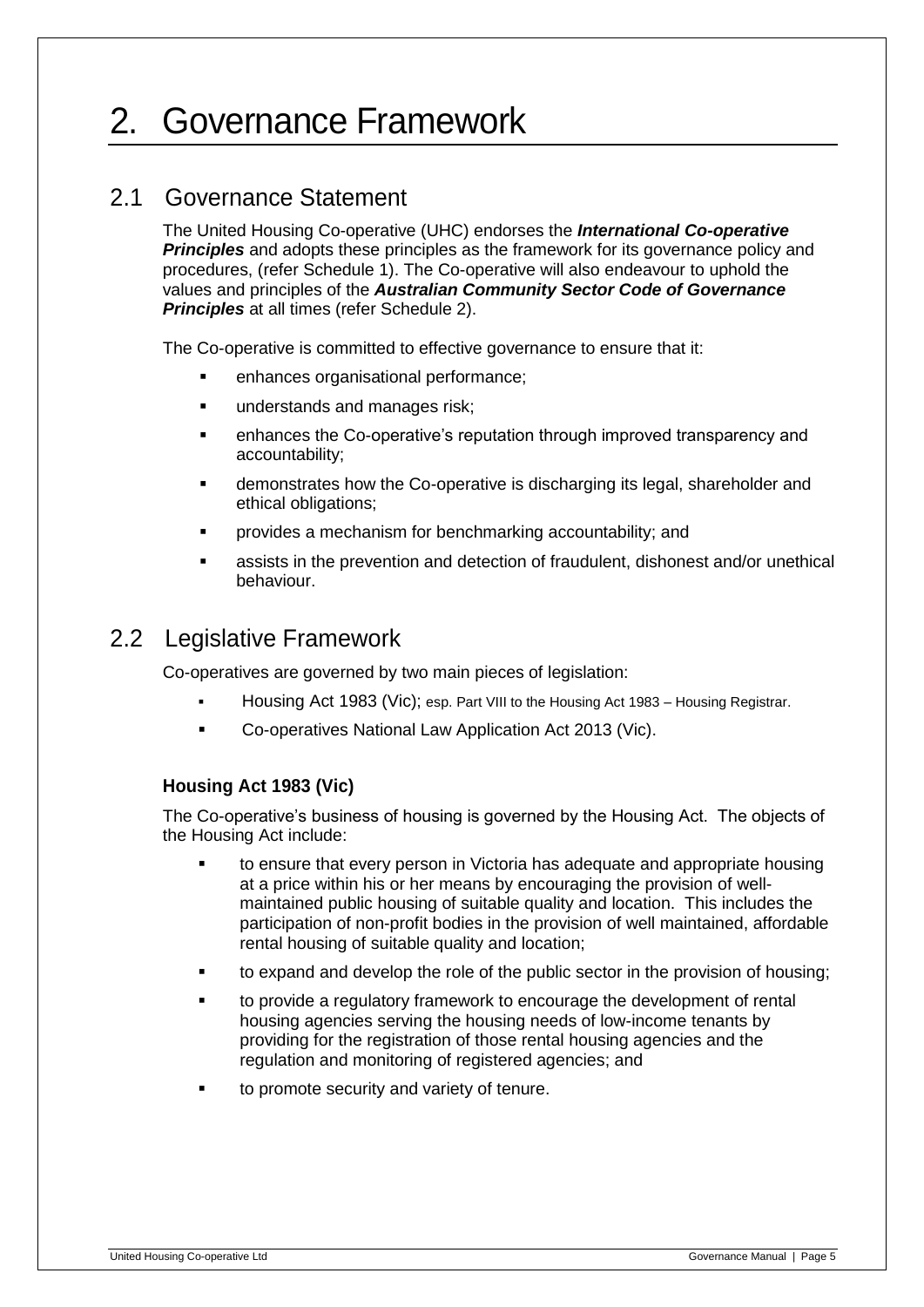# 2. Governance Framework

## 2.1 Governance Statement

The United Housing Co-operative (UHC) endorses the ***International Co-operative Principles*** and adopts these principles as the framework for its governance policy and procedures, (refer Schedule 1). The Co-operative will also endeavour to uphold the values and principles of the ***Australian Community Sector Code of Governance Principles*** at all times (refer Schedule 2).

The Co-operative is committed to effective governance to ensure that it:

- enhances organisational performance;
- understands and manages risk;
- enhances the Co-operative's reputation through improved transparency and accountability;
- demonstrates how the Co-operative is discharging its legal, shareholder and ethical obligations;
- provides a mechanism for benchmarking accountability; and
- assists in the prevention and detection of fraudulent, dishonest and/or unethical behaviour.

## 2.2 Legislative Framework

Co-operatives are governed by two main pieces of legislation:

- Housing Act 1983 (Vic); esp. Part VIII to the Housing Act 1983 – Housing Registrar.
- Co-operatives National Law Application Act 2013 (Vic).

### Housing Act 1983 (Vic)

The Co-operative's business of housing is governed by the Housing Act. The objects of the Housing Act include:

- to ensure that every person in Victoria has adequate and appropriate housing at a price within his or her means by encouraging the provision of well-maintained public housing of suitable quality and location. This includes the participation of non-profit bodies in the provision of well maintained, affordable rental housing of suitable quality and location;
- to expand and develop the role of the public sector in the provision of housing;
- to provide a regulatory framework to encourage the development of rental housing agencies serving the housing needs of low-income tenants by providing for the registration of those rental housing agencies and the regulation and monitoring of registered agencies; and
- to promote security and variety of tenure.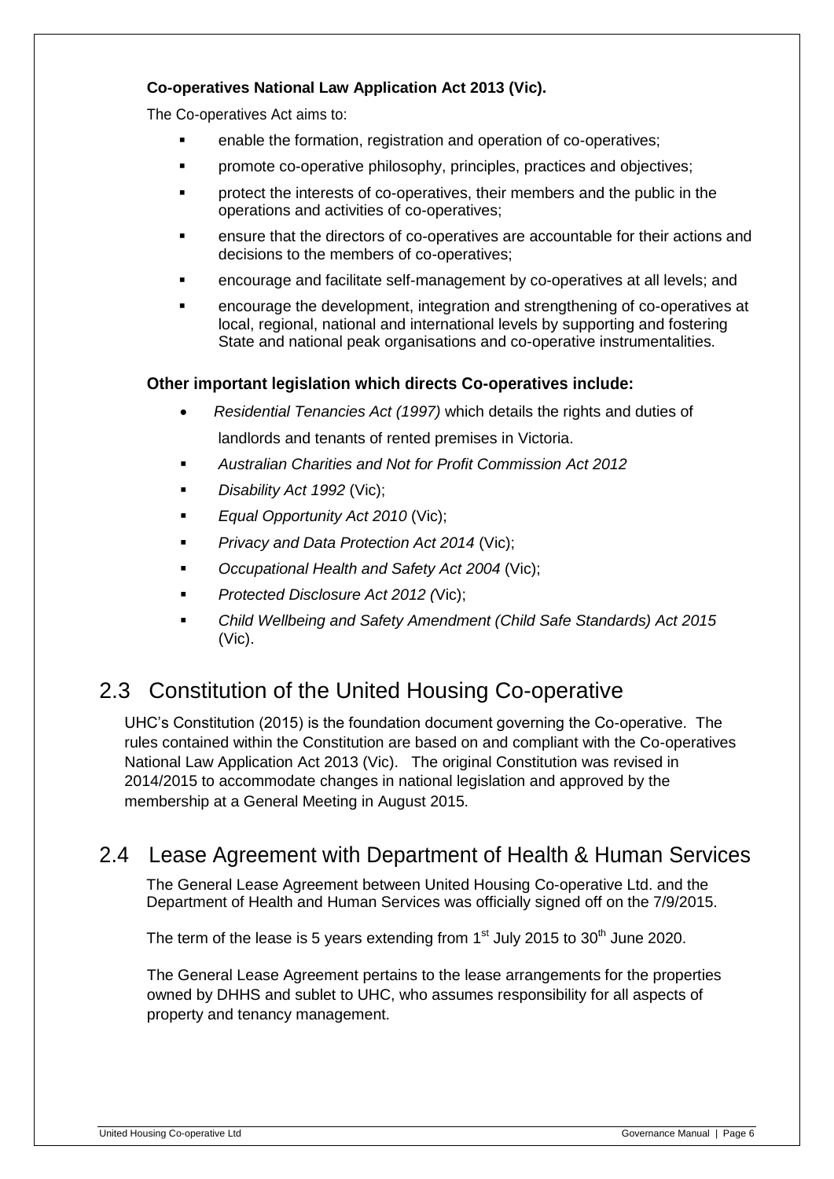**Co-operatives National Law Application Act 2013 (Vic).**

The Co-operatives Act aims to:

- enable the formation, registration and operation of co-operatives;
- promote co-operative philosophy, principles, practices and objectives;
- protect the interests of co-operatives, their members and the public in the operations and activities of co-operatives;
- ensure that the directors of co-operatives are accountable for their actions and decisions to the members of co-operatives;
- encourage and facilitate self-management by co-operatives at all levels; and
- encourage the development, integration and strengthening of co-operatives at local, regional, national and international levels by supporting and fostering State and national peak organisations and co-operative instrumentalities.

**Other important legislation which directs Co-operatives include:**

- *Residential Tenancies Act (1997)* which details the rights and duties of landlords and tenants of rented premises in Victoria.
- *Australian Charities and Not for Profit Commission Act 2012*
- *Disability Act 1992* (Vic);
- *Equal Opportunity Act 2010* (Vic);
- *Privacy and Data Protection Act 2014* (Vic);
- *Occupational Health and Safety Act 2004* (Vic);
- *Protected Disclosure Act 2012 (*Vic);
- *Child Wellbeing and Safety Amendment (Child Safe Standards) Act 2015* (Vic).

## 2.3 Constitution of the United Housing Co-operative

UHC's Constitution (2015) is the foundation document governing the Co-operative. The rules contained within the Constitution are based on and compliant with the Co-operatives National Law Application Act 2013 (Vic). The original Constitution was revised in 2014/2015 to accommodate changes in national legislation and approved by the membership at a General Meeting in August 2015.

## 2.4 Lease Agreement with Department of Health & Human Services

The General Lease Agreement between United Housing Co-operative Ltd. and the Department of Health and Human Services was officially signed off on the 7/9/2015.

The term of the lease is 5 years extending from 1st July 2015 to 30th June 2020.

The General Lease Agreement pertains to the lease arrangements for the properties owned by DHHS and sublet to UHC, who assumes responsibility for all aspects of property and tenancy management.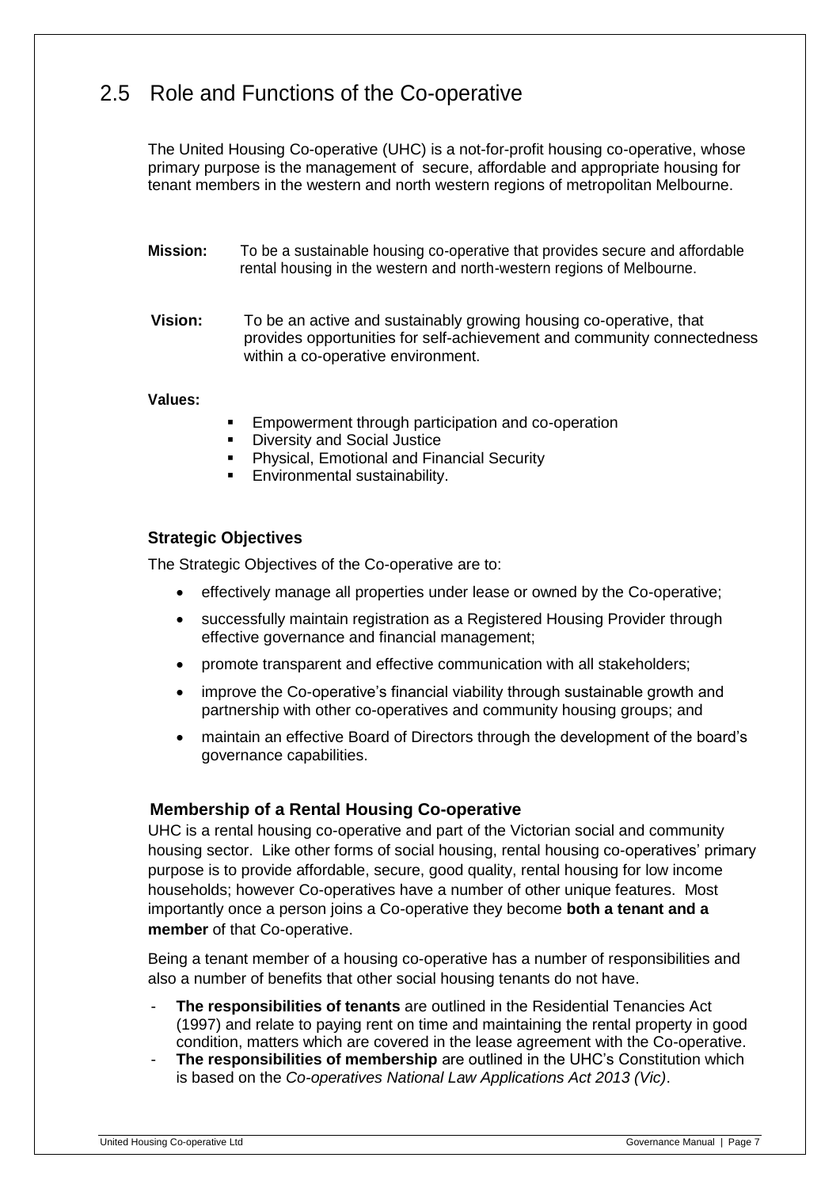## 2.5 Role and Functions of the Co-operative

The United Housing Co-operative (UHC) is a not-for-profit housing co-operative, whose primary purpose is the management of secure, affordable and appropriate housing for tenant members in the western and north western regions of metropolitan Melbourne.

**Mission:** To be a sustainable housing co-operative that provides secure and affordable rental housing in the western and north-western regions of Melbourne.

**Vision:** To be an active and sustainably growing housing co-operative, that provides opportunities for self-achievement and community connectedness within a co-operative environment.

**Values:**

- Empowerment through participation and co-operation
- Diversity and Social Justice
- Physical, Emotional and Financial Security
- Environmental sustainability.

### Strategic Objectives

The Strategic Objectives of the Co-operative are to:

- effectively manage all properties under lease or owned by the Co-operative;
- successfully maintain registration as a Registered Housing Provider through effective governance and financial management;
- promote transparent and effective communication with all stakeholders;
- improve the Co-operative's financial viability through sustainable growth and partnership with other co-operatives and community housing groups; and
- maintain an effective Board of Directors through the development of the board's governance capabilities.

### Membership of a Rental Housing Co-operative

UHC is a rental housing co-operative and part of the Victorian social and community housing sector. Like other forms of social housing, rental housing co-operatives' primary purpose is to provide affordable, secure, good quality, rental housing for low income households; however Co-operatives have a number of other unique features. Most importantly once a person joins a Co-operative they become **both a tenant and a member** of that Co-operative.

Being a tenant member of a housing co-operative has a number of responsibilities and also a number of benefits that other social housing tenants do not have.

- **The responsibilities of tenants** are outlined in the Residential Tenancies Act (1997) and relate to paying rent on time and maintaining the rental property in good condition, matters which are covered in the lease agreement with the Co-operative.
- **The responsibilities of membership** are outlined in the UHC's Constitution which is based on the *Co-operatives National Law Applications Act 2013 (Vic)*.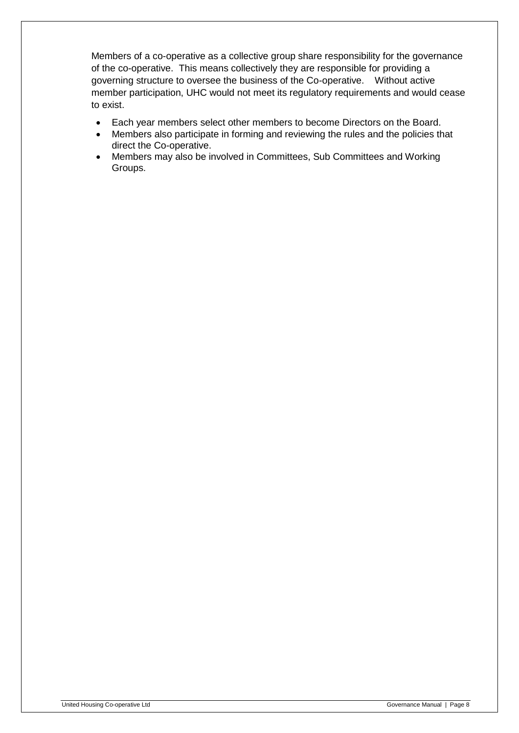Members of a co-operative as a collective group share responsibility for the governance of the co-operative. This means collectively they are responsible for providing a governing structure to oversee the business of the Co-operative. Without active member participation, UHC would not meet its regulatory requirements and would cease to exist.

- Each year members select other members to become Directors on the Board.
- Members also participate in forming and reviewing the rules and the policies that direct the Co-operative.
- Members may also be involved in Committees, Sub Committees and Working Groups.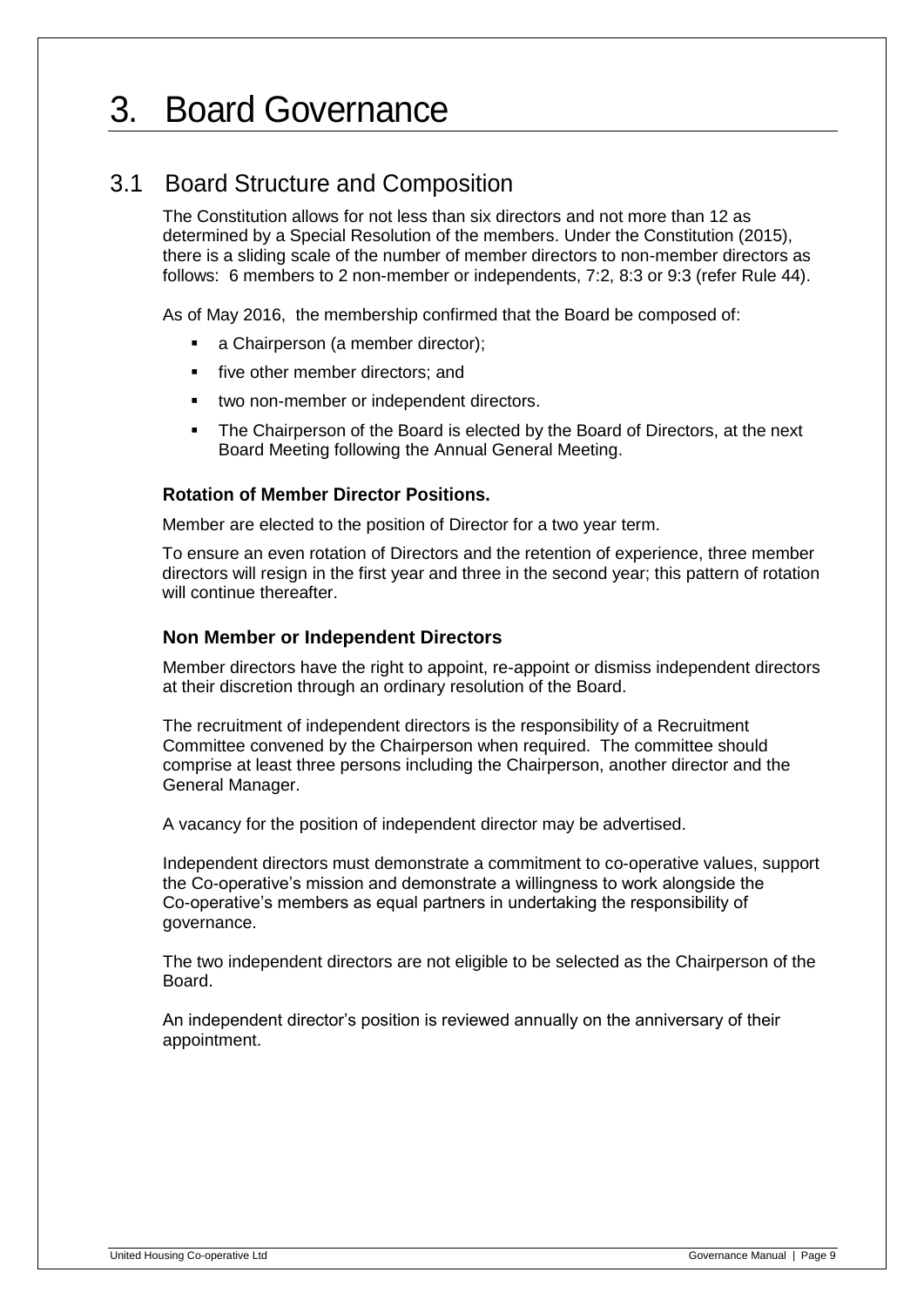# 3. Board Governance

## 3.1 Board Structure and Composition

The Constitution allows for not less than six directors and not more than 12 as determined by a Special Resolution of the members. Under the Constitution (2015), there is a sliding scale of the number of member directors to non-member directors as follows: 6 members to 2 non-member or independents, 7:2, 8:3 or 9:3 (refer Rule 44).

As of May 2016, the membership confirmed that the Board be composed of:

- a Chairperson (a member director);
- five other member directors; and
- two non-member or independent directors.
- The Chairperson of the Board is elected by the Board of Directors, at the next Board Meeting following the Annual General Meeting.

### Rotation of Member Director Positions.

Member are elected to the position of Director for a two year term.

To ensure an even rotation of Directors and the retention of experience, three member directors will resign in the first year and three in the second year; this pattern of rotation will continue thereafter.

### Non Member or Independent Directors

Member directors have the right to appoint, re-appoint or dismiss independent directors at their discretion through an ordinary resolution of the Board.

The recruitment of independent directors is the responsibility of a Recruitment Committee convened by the Chairperson when required. The committee should comprise at least three persons including the Chairperson, another director and the General Manager.

A vacancy for the position of independent director may be advertised.

Independent directors must demonstrate a commitment to co-operative values, support the Co-operative's mission and demonstrate a willingness to work alongside the Co-operative's members as equal partners in undertaking the responsibility of governance.

The two independent directors are not eligible to be selected as the Chairperson of the Board.

An independent director's position is reviewed annually on the anniversary of their appointment.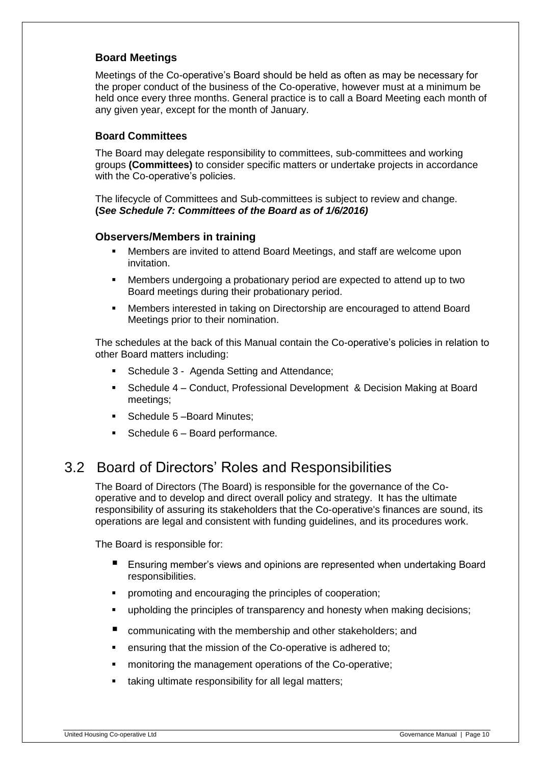### Board Meetings

Meetings of the Co-operative's Board should be held as often as may be necessary for the proper conduct of the business of the Co-operative, however must at a minimum be held once every three months. General practice is to call a Board Meeting each month of any given year, except for the month of January.

### Board Committees

The Board may delegate responsibility to committees, sub-committees and working groups **(Committees)** to consider specific matters or undertake projects in accordance with the Co-operative's policies.

The lifecycle of Committees and Sub-committees is subject to review and change. **(*See Schedule 7: Committees of the Board as of 1/6/2016)***

### Observers/Members in training

- Members are invited to attend Board Meetings, and staff are welcome upon invitation.
- Members undergoing a probationary period are expected to attend up to two Board meetings during their probationary period.
- Members interested in taking on Directorship are encouraged to attend Board Meetings prior to their nomination.

The schedules at the back of this Manual contain the Co-operative's policies in relation to other Board matters including:

- Schedule 3 - Agenda Setting and Attendance;
- Schedule 4 – Conduct, Professional Development & Decision Making at Board meetings;
- Schedule 5 –Board Minutes;
- Schedule 6 – Board performance.

## 3.2 Board of Directors' Roles and Responsibilities

The Board of Directors (The Board) is responsible for the governance of the Co-operative and to develop and direct overall policy and strategy. It has the ultimate responsibility of assuring its stakeholders that the Co-operative's finances are sound, its operations are legal and consistent with funding guidelines, and its procedures work.

The Board is responsible for:

- Ensuring member's views and opinions are represented when undertaking Board responsibilities.
- promoting and encouraging the principles of cooperation;
- upholding the principles of transparency and honesty when making decisions;
- communicating with the membership and other stakeholders; and
- ensuring that the mission of the Co-operative is adhered to;
- monitoring the management operations of the Co-operative;
- taking ultimate responsibility for all legal matters;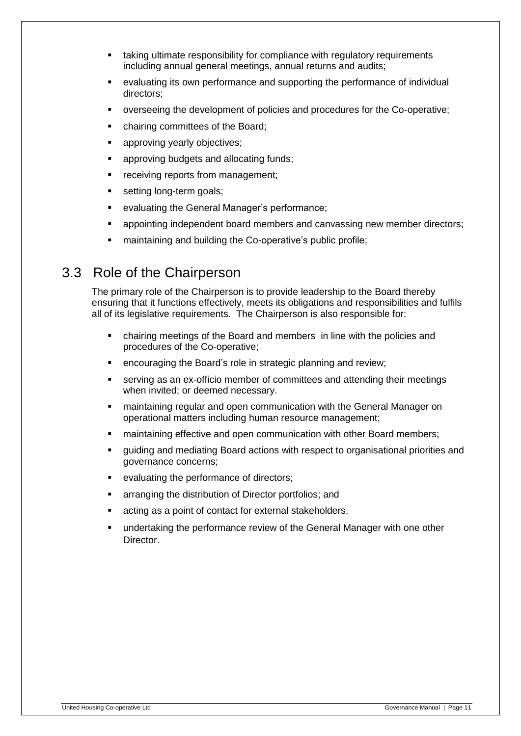- taking ultimate responsibility for compliance with regulatory requirements including annual general meetings, annual returns and audits;
- evaluating its own performance and supporting the performance of individual directors;
- overseeing the development of policies and procedures for the Co-operative;
- chairing committees of the Board;
- approving yearly objectives;
- approving budgets and allocating funds;
- receiving reports from management;
- setting long-term goals;
- evaluating the General Manager's performance;
- appointing independent board members and canvassing new member directors;
- maintaining and building the Co-operative's public profile;

## 3.3 Role of the Chairperson

The primary role of the Chairperson is to provide leadership to the Board thereby ensuring that it functions effectively, meets its obligations and responsibilities and fulfils all of its legislative requirements. The Chairperson is also responsible for:

- chairing meetings of the Board and members in line with the policies and procedures of the Co-operative;
- encouraging the Board's role in strategic planning and review;
- serving as an ex-officio member of committees and attending their meetings when invited; or deemed necessary.
- maintaining regular and open communication with the General Manager on operational matters including human resource management;
- maintaining effective and open communication with other Board members;
- guiding and mediating Board actions with respect to organisational priorities and governance concerns;
- evaluating the performance of directors;
- arranging the distribution of Director portfolios; and
- acting as a point of contact for external stakeholders.
- undertaking the performance review of the General Manager with one other Director.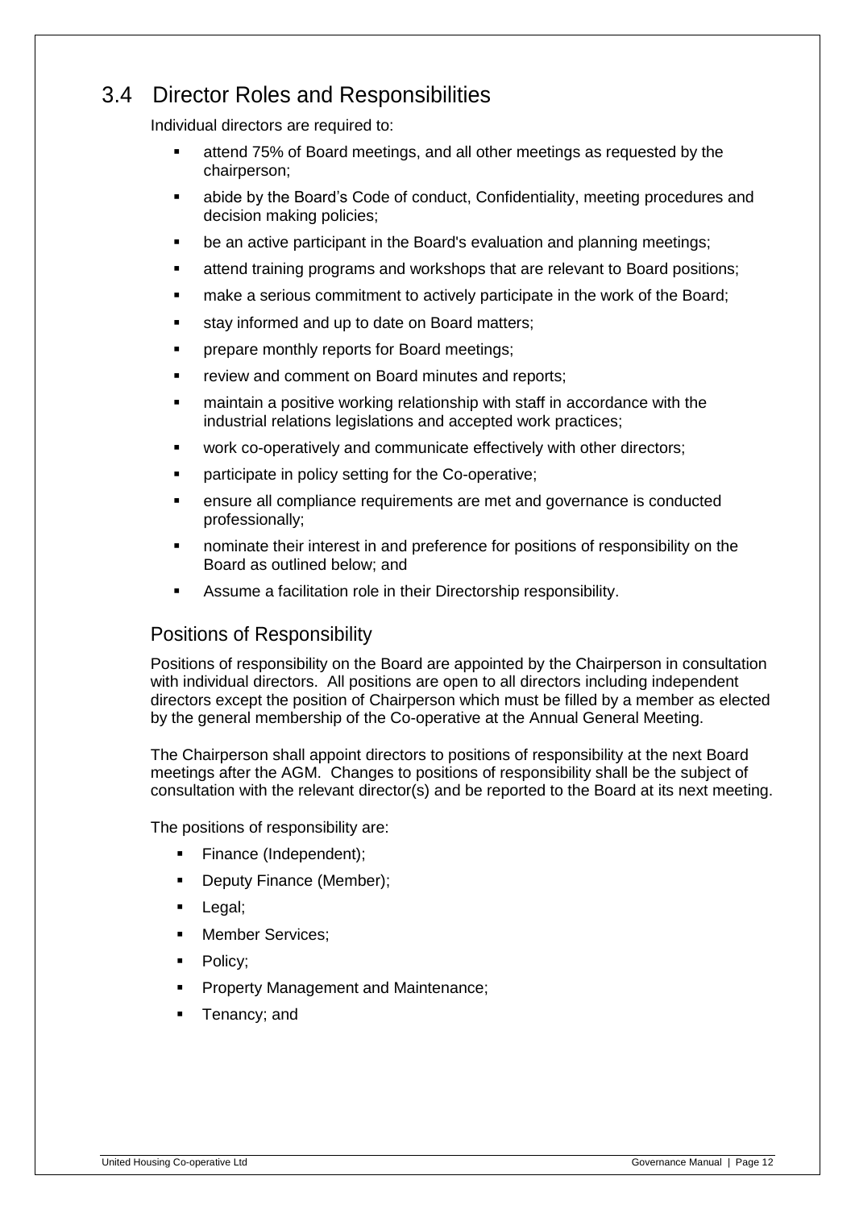## 3.4 Director Roles and Responsibilities

Individual directors are required to:

- attend 75% of Board meetings, and all other meetings as requested by the chairperson;
- abide by the Board's Code of conduct, Confidentiality, meeting procedures and decision making policies;
- be an active participant in the Board's evaluation and planning meetings;
- attend training programs and workshops that are relevant to Board positions;
- make a serious commitment to actively participate in the work of the Board;
- stay informed and up to date on Board matters;
- prepare monthly reports for Board meetings;
- review and comment on Board minutes and reports;
- maintain a positive working relationship with staff in accordance with the industrial relations legislations and accepted work practices;
- work co-operatively and communicate effectively with other directors;
- participate in policy setting for the Co-operative;
- ensure all compliance requirements are met and governance is conducted professionally;
- nominate their interest in and preference for positions of responsibility on the Board as outlined below; and
- Assume a facilitation role in their Directorship responsibility.

### Positions of Responsibility

Positions of responsibility on the Board are appointed by the Chairperson in consultation with individual directors. All positions are open to all directors including independent directors except the position of Chairperson which must be filled by a member as elected by the general membership of the Co-operative at the Annual General Meeting.

The Chairperson shall appoint directors to positions of responsibility at the next Board meetings after the AGM. Changes to positions of responsibility shall be the subject of consultation with the relevant director(s) and be reported to the Board at its next meeting.

The positions of responsibility are:

- Finance (Independent);
- Deputy Finance (Member);
- Legal;
- Member Services;
- Policy;
- Property Management and Maintenance;
- Tenancy; and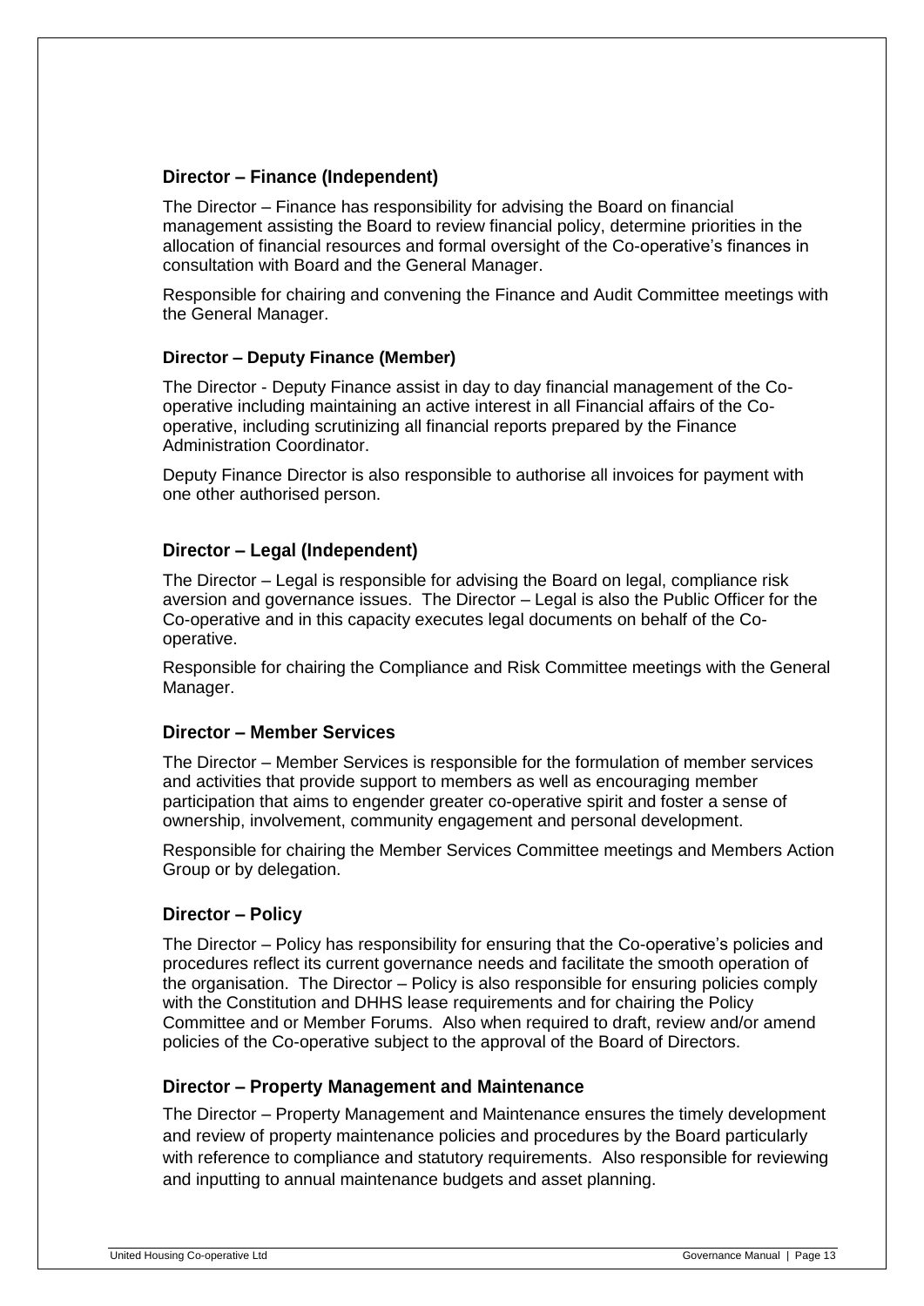### Director – Finance (Independent)

The Director – Finance has responsibility for advising the Board on financial management assisting the Board to review financial policy, determine priorities in the allocation of financial resources and formal oversight of the Co-operative's finances in consultation with Board and the General Manager.

Responsible for chairing and convening the Finance and Audit Committee meetings with the General Manager.

#### Director – Deputy Finance (Member)

The Director - Deputy Finance assist in day to day financial management of the Co-operative including maintaining an active interest in all Financial affairs of the Co-operative, including scrutinizing all financial reports prepared by the Finance Administration Coordinator.

Deputy Finance Director is also responsible to authorise all invoices for payment with one other authorised person.

### Director – Legal (Independent)

The Director – Legal is responsible for advising the Board on legal, compliance risk aversion and governance issues. The Director – Legal is also the Public Officer for the Co-operative and in this capacity executes legal documents on behalf of the Co-operative.

Responsible for chairing the Compliance and Risk Committee meetings with the General Manager.

### Director – Member Services

The Director – Member Services is responsible for the formulation of member services and activities that provide support to members as well as encouraging member participation that aims to engender greater co-operative spirit and foster a sense of ownership, involvement, community engagement and personal development.

Responsible for chairing the Member Services Committee meetings and Members Action Group or by delegation.

### Director – Policy

The Director – Policy has responsibility for ensuring that the Co-operative's policies and procedures reflect its current governance needs and facilitate the smooth operation of the organisation. The Director – Policy is also responsible for ensuring policies comply with the Constitution and DHHS lease requirements and for chairing the Policy Committee and or Member Forums. Also when required to draft, review and/or amend policies of the Co-operative subject to the approval of the Board of Directors.

### Director – Property Management and Maintenance

The Director – Property Management and Maintenance ensures the timely development and review of property maintenance policies and procedures by the Board particularly with reference to compliance and statutory requirements. Also responsible for reviewing and inputting to annual maintenance budgets and asset planning.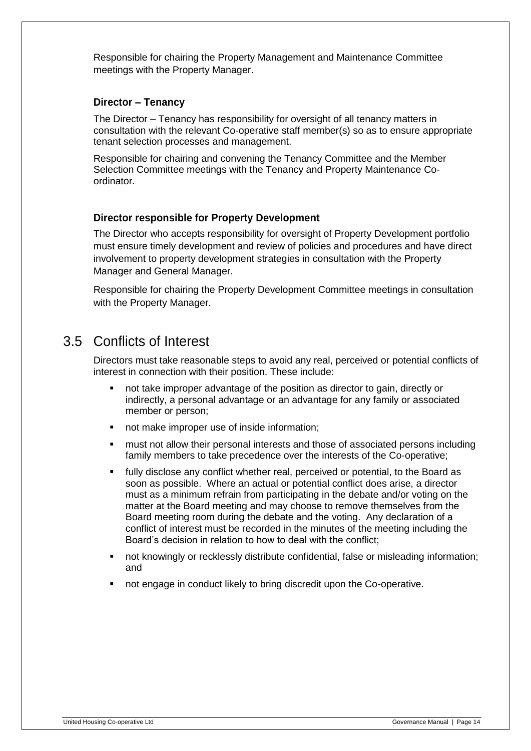Responsible for chairing the Property Management and Maintenance Committee meetings with the Property Manager.

### Director – Tenancy

The Director – Tenancy has responsibility for oversight of all tenancy matters in consultation with the relevant Co-operative staff member(s) so as to ensure appropriate tenant selection processes and management.

Responsible for chairing and convening the Tenancy Committee and the Member Selection Committee meetings with the Tenancy and Property Maintenance Co-ordinator.

### Director responsible for Property Development

The Director who accepts responsibility for oversight of Property Development portfolio must ensure timely development and review of policies and procedures and have direct involvement to property development strategies in consultation with the Property Manager and General Manager.

Responsible for chairing the Property Development Committee meetings in consultation with the Property Manager.

## 3.5 Conflicts of Interest

Directors must take reasonable steps to avoid any real, perceived or potential conflicts of interest in connection with their position. These include:

- not take improper advantage of the position as director to gain, directly or indirectly, a personal advantage or an advantage for any family or associated member or person;
- not make improper use of inside information;
- must not allow their personal interests and those of associated persons including family members to take precedence over the interests of the Co-operative;
- fully disclose any conflict whether real, perceived or potential, to the Board as soon as possible. Where an actual or potential conflict does arise, a director must as a minimum refrain from participating in the debate and/or voting on the matter at the Board meeting and may choose to remove themselves from the Board meeting room during the debate and the voting. Any declaration of a conflict of interest must be recorded in the minutes of the meeting including the Board's decision in relation to how to deal with the conflict;
- not knowingly or recklessly distribute confidential, false or misleading information; and
- not engage in conduct likely to bring discredit upon the Co-operative.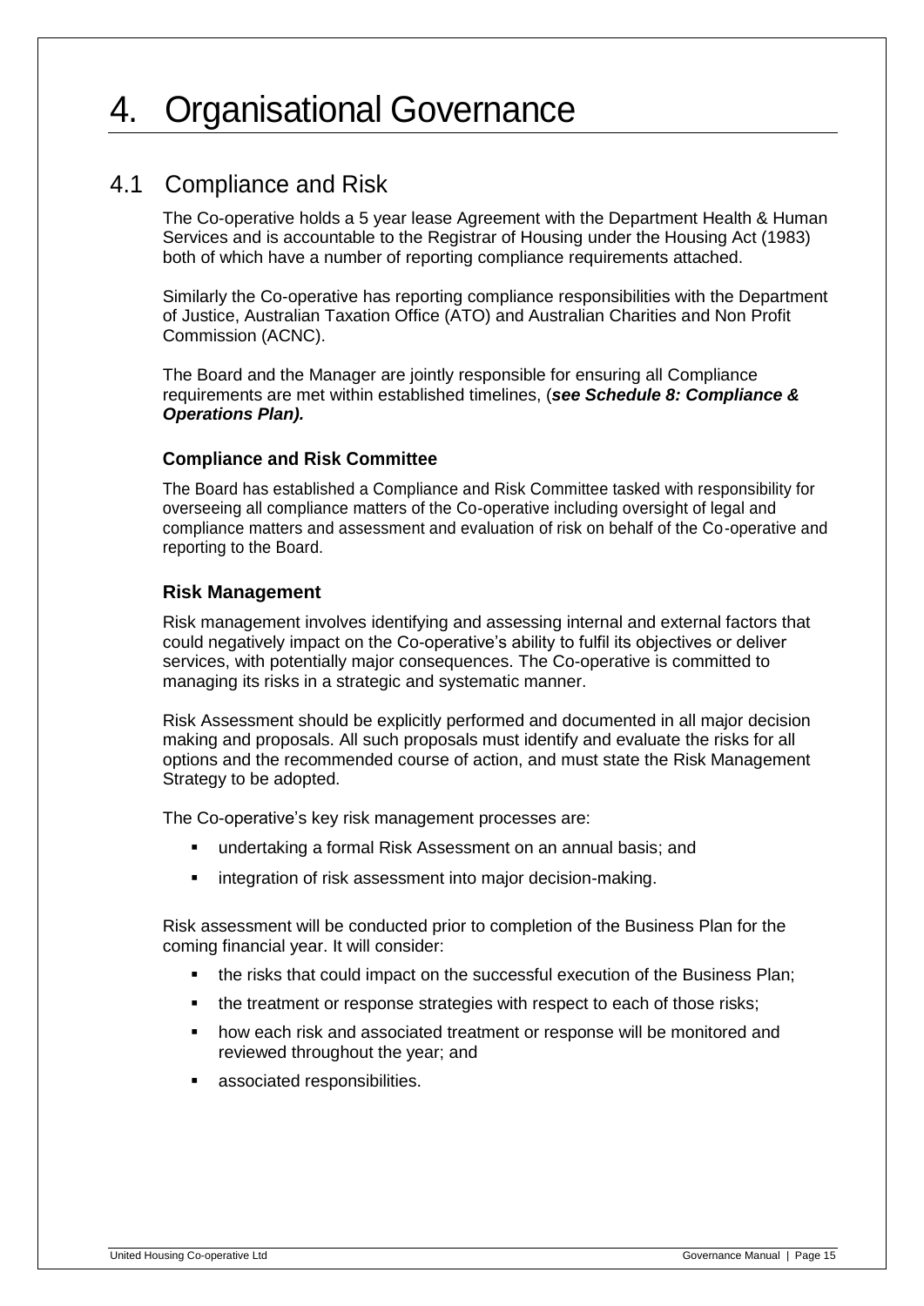# 4. Organisational Governance

## 4.1 Compliance and Risk

The Co-operative holds a 5 year lease Agreement with the Department Health & Human Services and is accountable to the Registrar of Housing under the Housing Act (1983) both of which have a number of reporting compliance requirements attached.

Similarly the Co-operative has reporting compliance responsibilities with the Department of Justice, Australian Taxation Office (ATO) and Australian Charities and Non Profit Commission (ACNC).

The Board and the Manager are jointly responsible for ensuring all Compliance requirements are met within established timelines, (***see Schedule 8: Compliance & Operations Plan).***

### Compliance and Risk Committee

The Board has established a Compliance and Risk Committee tasked with responsibility for overseeing all compliance matters of the Co-operative including oversight of legal and compliance matters and assessment and evaluation of risk on behalf of the Co-operative and reporting to the Board.

### Risk Management

Risk management involves identifying and assessing internal and external factors that could negatively impact on the Co-operative's ability to fulfil its objectives or deliver services, with potentially major consequences. The Co-operative is committed to managing its risks in a strategic and systematic manner.

Risk Assessment should be explicitly performed and documented in all major decision making and proposals. All such proposals must identify and evaluate the risks for all options and the recommended course of action, and must state the Risk Management Strategy to be adopted.

The Co-operative's key risk management processes are:

- undertaking a formal Risk Assessment on an annual basis; and
- integration of risk assessment into major decision-making.

Risk assessment will be conducted prior to completion of the Business Plan for the coming financial year. It will consider:

- the risks that could impact on the successful execution of the Business Plan;
- the treatment or response strategies with respect to each of those risks;
- how each risk and associated treatment or response will be monitored and reviewed throughout the year; and
- associated responsibilities.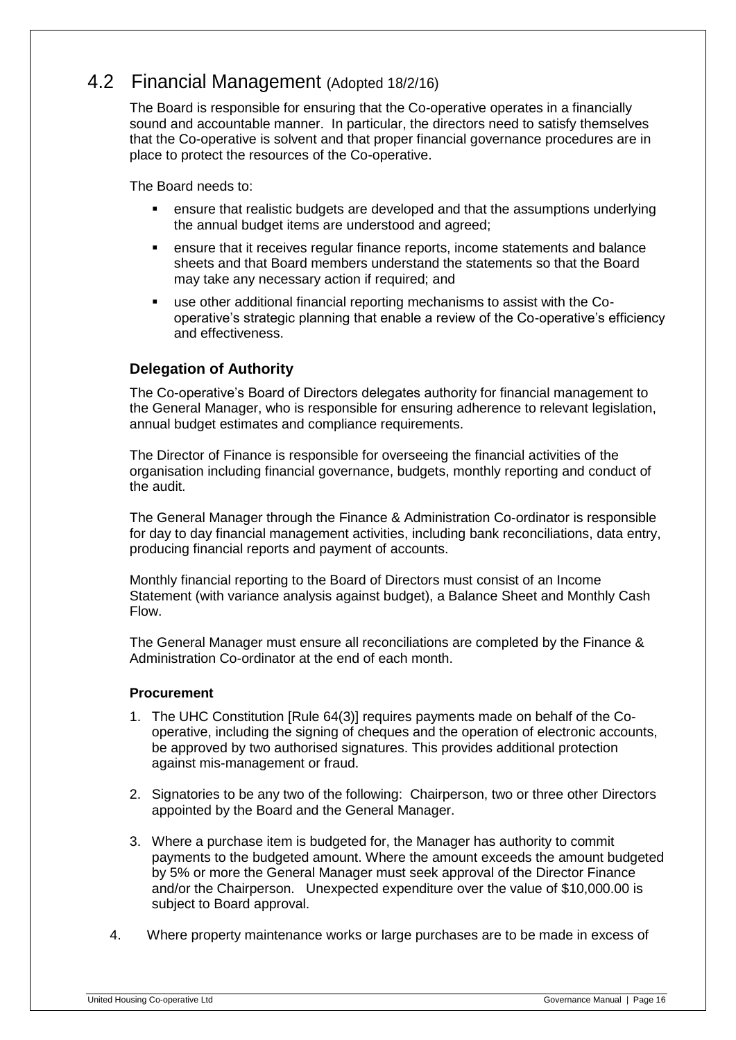## 4.2 Financial Management (Adopted 18/2/16)

The Board is responsible for ensuring that the Co-operative operates in a financially sound and accountable manner. In particular, the directors need to satisfy themselves that the Co-operative is solvent and that proper financial governance procedures are in place to protect the resources of the Co-operative.

The Board needs to:

- ensure that realistic budgets are developed and that the assumptions underlying the annual budget items are understood and agreed;
- ensure that it receives regular finance reports, income statements and balance sheets and that Board members understand the statements so that the Board may take any necessary action if required; and
- use other additional financial reporting mechanisms to assist with the Co-operative's strategic planning that enable a review of the Co-operative's efficiency and effectiveness.

### Delegation of Authority

The Co-operative's Board of Directors delegates authority for financial management to the General Manager, who is responsible for ensuring adherence to relevant legislation, annual budget estimates and compliance requirements.

The Director of Finance is responsible for overseeing the financial activities of the organisation including financial governance, budgets, monthly reporting and conduct of the audit.

The General Manager through the Finance & Administration Co-ordinator is responsible for day to day financial management activities, including bank reconciliations, data entry, producing financial reports and payment of accounts.

Monthly financial reporting to the Board of Directors must consist of an Income Statement (with variance analysis against budget), a Balance Sheet and Monthly Cash Flow.

The General Manager must ensure all reconciliations are completed by the Finance & Administration Co-ordinator at the end of each month.

#### Procurement

1. The UHC Constitution [Rule 64(3)] requires payments made on behalf of the Co-operative, including the signing of cheques and the operation of electronic accounts, be approved by two authorised signatures. This provides additional protection against mis-management or fraud.

2. Signatories to be any two of the following: Chairperson, two or three other Directors appointed by the Board and the General Manager.

3. Where a purchase item is budgeted for, the Manager has authority to commit payments to the budgeted amount. Where the amount exceeds the amount budgeted by 5% or more the General Manager must seek approval of the Director Finance and/or the Chairperson. Unexpected expenditure over the value of $10,000.00 is subject to Board approval.

4. Where property maintenance works or large purchases are to be made in excess of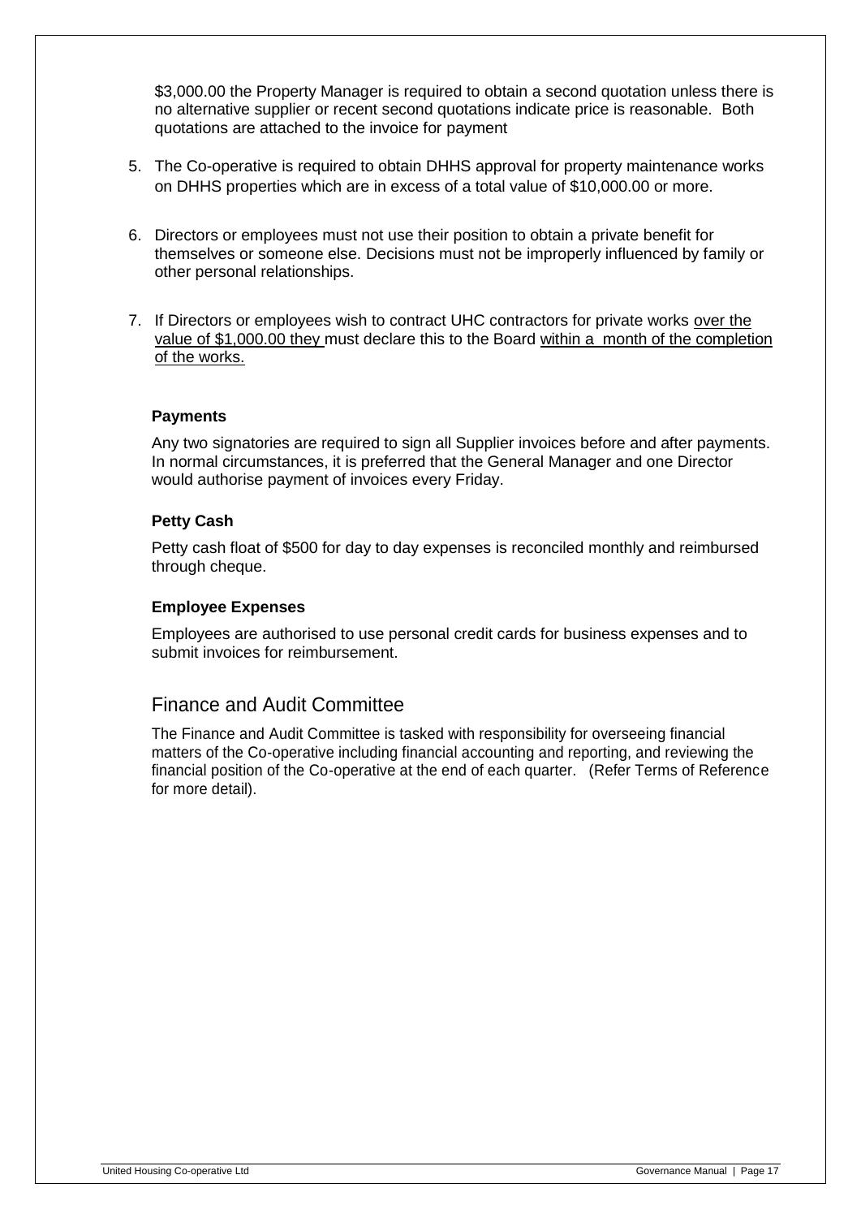$3,000.00 the Property Manager is required to obtain a second quotation unless there is no alternative supplier or recent second quotations indicate price is reasonable. Both quotations are attached to the invoice for payment

5. The Co-operative is required to obtain DHHS approval for property maintenance works on DHHS properties which are in excess of a total value of $10,000.00 or more.

6. Directors or employees must not use their position to obtain a private benefit for themselves or someone else. Decisions must not be improperly influenced by family or other personal relationships.

7. If Directors or employees wish to contract UHC contractors for private works over the value of $1,000.00 they must declare this to the Board within a month of the completion of the works.

### Payments

Any two signatories are required to sign all Supplier invoices before and after payments. In normal circumstances, it is preferred that the General Manager and one Director would authorise payment of invoices every Friday.

### Petty Cash

Petty cash float of $500 for day to day expenses is reconciled monthly and reimbursed through cheque.

### Employee Expenses

Employees are authorised to use personal credit cards for business expenses and to submit invoices for reimbursement.

## Finance and Audit Committee

The Finance and Audit Committee is tasked with responsibility for overseeing financial matters of the Co-operative including financial accounting and reporting, and reviewing the financial position of the Co-operative at the end of each quarter. (Refer Terms of Reference for more detail).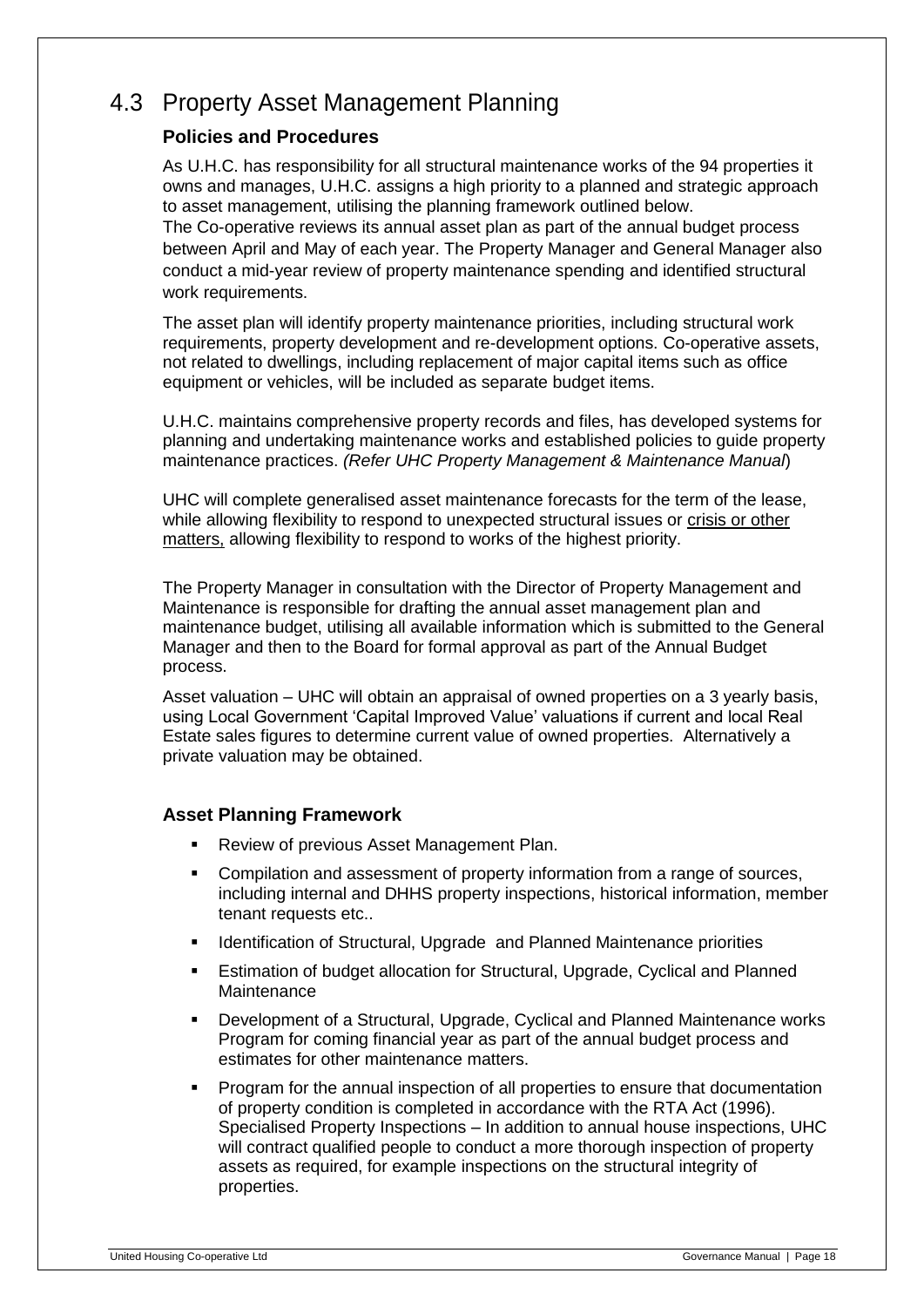## 4.3 Property Asset Management Planning

### Policies and Procedures

As U.H.C. has responsibility for all structural maintenance works of the 94 properties it owns and manages, U.H.C. assigns a high priority to a planned and strategic approach to asset management, utilising the planning framework outlined below.
The Co-operative reviews its annual asset plan as part of the annual budget process between April and May of each year. The Property Manager and General Manager also conduct a mid-year review of property maintenance spending and identified structural work requirements.

The asset plan will identify property maintenance priorities, including structural work requirements, property development and re-development options. Co-operative assets, not related to dwellings, including replacement of major capital items such as office equipment or vehicles, will be included as separate budget items.

U.H.C. maintains comprehensive property records and files, has developed systems for planning and undertaking maintenance works and established policies to guide property maintenance practices. *(Refer UHC Property Management & Maintenance Manual*)

UHC will complete generalised asset maintenance forecasts for the term of the lease, while allowing flexibility to respond to unexpected structural issues or crisis or other matters, allowing flexibility to respond to works of the highest priority.

The Property Manager in consultation with the Director of Property Management and Maintenance is responsible for drafting the annual asset management plan and maintenance budget, utilising all available information which is submitted to the General Manager and then to the Board for formal approval as part of the Annual Budget process.

Asset valuation – UHC will obtain an appraisal of owned properties on a 3 yearly basis, using Local Government 'Capital Improved Value' valuations if current and local Real Estate sales figures to determine current value of owned properties. Alternatively a private valuation may be obtained.

### Asset Planning Framework

- Review of previous Asset Management Plan.
- Compilation and assessment of property information from a range of sources, including internal and DHHS property inspections, historical information, member tenant requests etc..
- Identification of Structural, Upgrade and Planned Maintenance priorities
- Estimation of budget allocation for Structural, Upgrade, Cyclical and Planned Maintenance
- Development of a Structural, Upgrade, Cyclical and Planned Maintenance works Program for coming financial year as part of the annual budget process and estimates for other maintenance matters.
- Program for the annual inspection of all properties to ensure that documentation of property condition is completed in accordance with the RTA Act (1996). Specialised Property Inspections – In addition to annual house inspections, UHC will contract qualified people to conduct a more thorough inspection of property assets as required, for example inspections on the structural integrity of properties.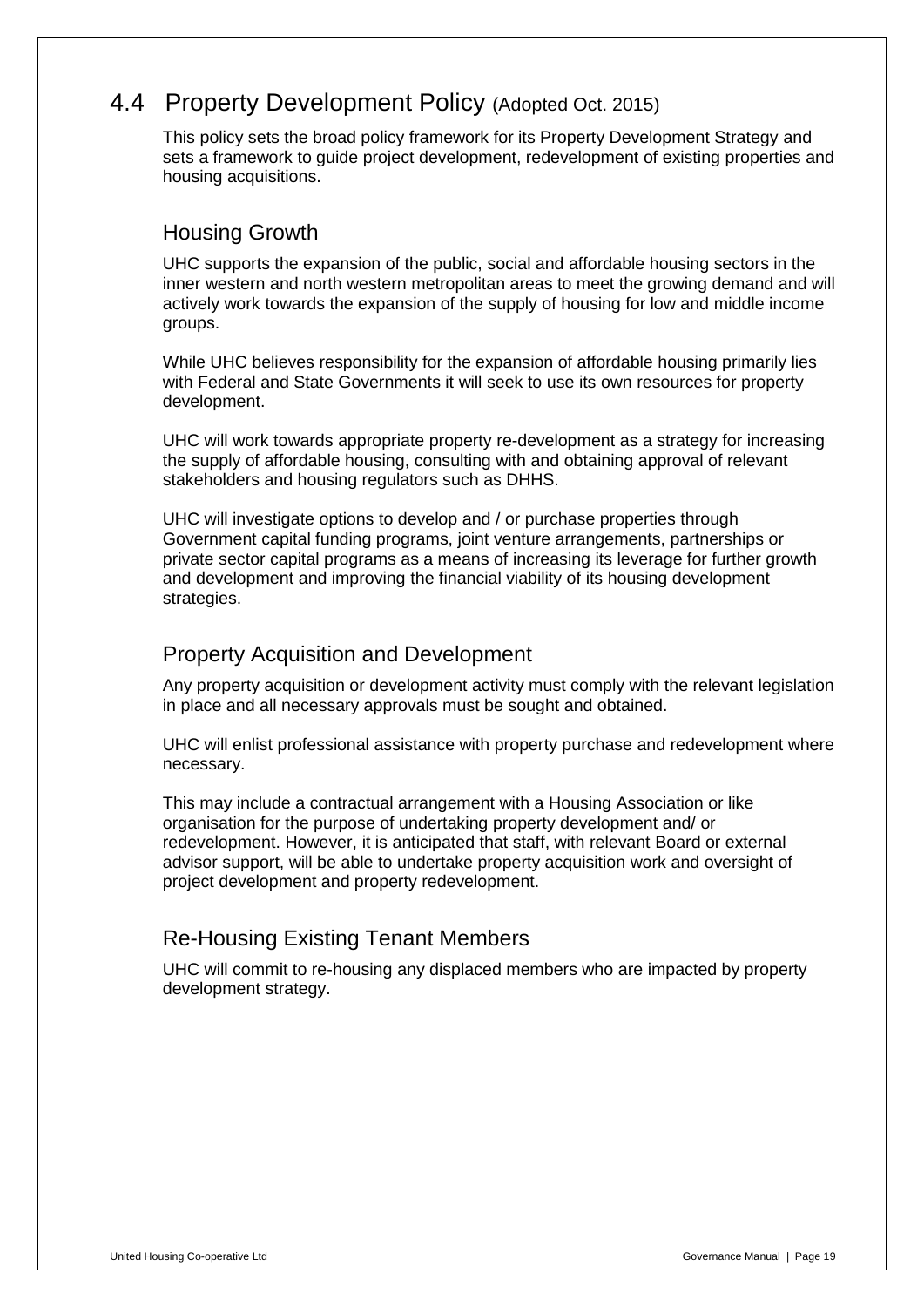## 4.4 Property Development Policy (Adopted Oct. 2015)

This policy sets the broad policy framework for its Property Development Strategy and sets a framework to guide project development, redevelopment of existing properties and housing acquisitions.

### Housing Growth

UHC supports the expansion of the public, social and affordable housing sectors in the inner western and north western metropolitan areas to meet the growing demand and will actively work towards the expansion of the supply of housing for low and middle income groups.

While UHC believes responsibility for the expansion of affordable housing primarily lies with Federal and State Governments it will seek to use its own resources for property development.

UHC will work towards appropriate property re-development as a strategy for increasing the supply of affordable housing, consulting with and obtaining approval of relevant stakeholders and housing regulators such as DHHS.

UHC will investigate options to develop and / or purchase properties through Government capital funding programs, joint venture arrangements, partnerships or private sector capital programs as a means of increasing its leverage for further growth and development and improving the financial viability of its housing development strategies.

### Property Acquisition and Development

Any property acquisition or development activity must comply with the relevant legislation in place and all necessary approvals must be sought and obtained.

UHC will enlist professional assistance with property purchase and redevelopment where necessary.

This may include a contractual arrangement with a Housing Association or like organisation for the purpose of undertaking property development and/ or redevelopment. However, it is anticipated that staff, with relevant Board or external advisor support, will be able to undertake property acquisition work and oversight of project development and property redevelopment.

### Re-Housing Existing Tenant Members

UHC will commit to re-housing any displaced members who are impacted by property development strategy.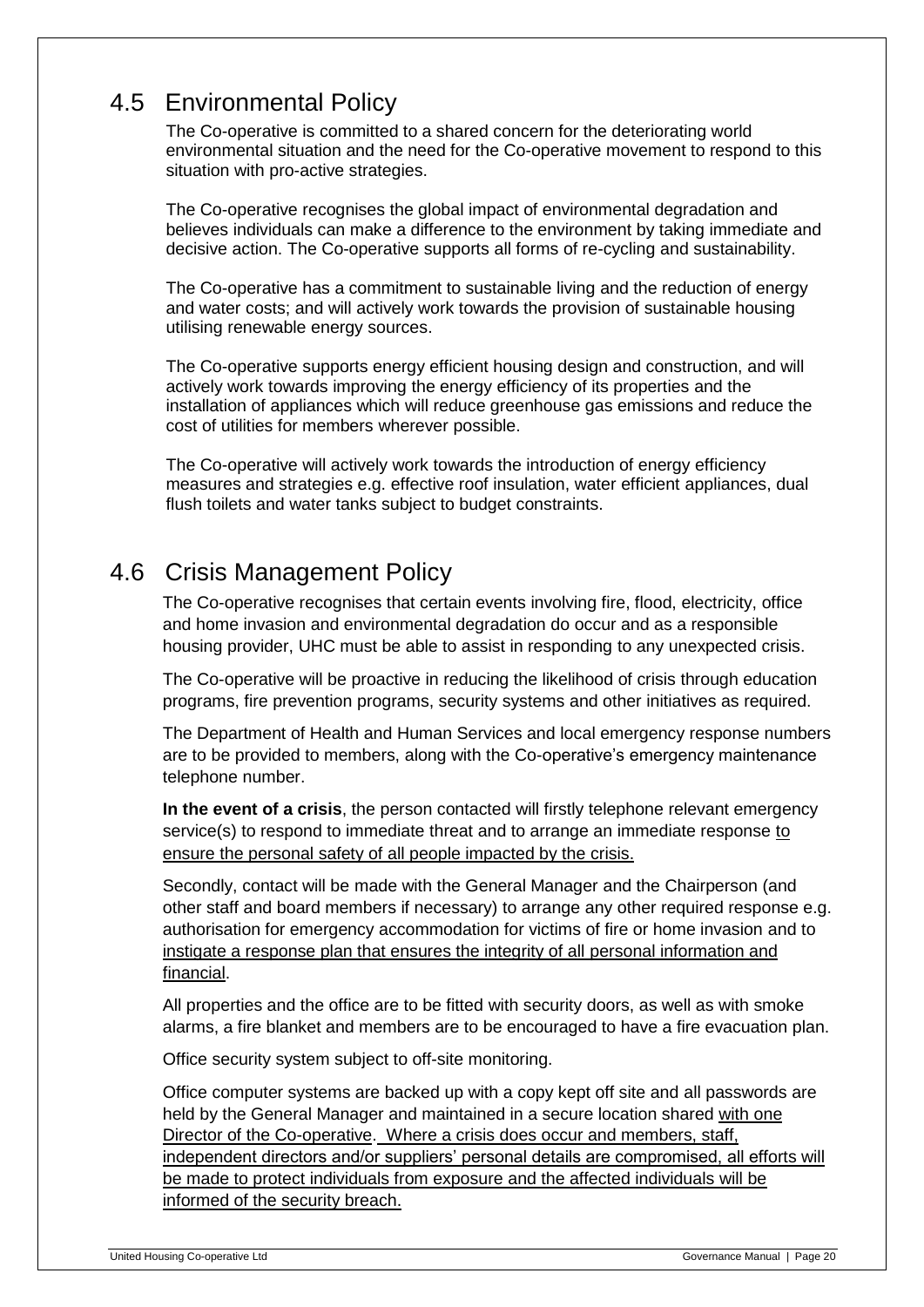## 4.5 Environmental Policy

The Co-operative is committed to a shared concern for the deteriorating world environmental situation and the need for the Co-operative movement to respond to this situation with pro-active strategies.

The Co-operative recognises the global impact of environmental degradation and believes individuals can make a difference to the environment by taking immediate and decisive action. The Co-operative supports all forms of re-cycling and sustainability.

The Co-operative has a commitment to sustainable living and the reduction of energy and water costs; and will actively work towards the provision of sustainable housing utilising renewable energy sources.

The Co-operative supports energy efficient housing design and construction, and will actively work towards improving the energy efficiency of its properties and the installation of appliances which will reduce greenhouse gas emissions and reduce the cost of utilities for members wherever possible.

The Co-operative will actively work towards the introduction of energy efficiency measures and strategies e.g. effective roof insulation, water efficient appliances, dual flush toilets and water tanks subject to budget constraints.

## 4.6 Crisis Management Policy

The Co-operative recognises that certain events involving fire, flood, electricity, office and home invasion and environmental degradation do occur and as a responsible housing provider, UHC must be able to assist in responding to any unexpected crisis.

The Co-operative will be proactive in reducing the likelihood of crisis through education programs, fire prevention programs, security systems and other initiatives as required.

The Department of Health and Human Services and local emergency response numbers are to be provided to members, along with the Co-operative's emergency maintenance telephone number.

**In the event of a crisis**, the person contacted will firstly telephone relevant emergency service(s) to respond to immediate threat and to arrange an immediate response to ensure the personal safety of all people impacted by the crisis.

Secondly, contact will be made with the General Manager and the Chairperson (and other staff and board members if necessary) to arrange any other required response e.g. authorisation for emergency accommodation for victims of fire or home invasion and to instigate a response plan that ensures the integrity of all personal information and financial.

All properties and the office are to be fitted with security doors, as well as with smoke alarms, a fire blanket and members are to be encouraged to have a fire evacuation plan.

Office security system subject to off-site monitoring.

Office computer systems are backed up with a copy kept off site and all passwords are held by the General Manager and maintained in a secure location shared with one Director of the Co-operative. Where a crisis does occur and members, staff, independent directors and/or suppliers' personal details are compromised, all efforts will be made to protect individuals from exposure and the affected individuals will be informed of the security breach.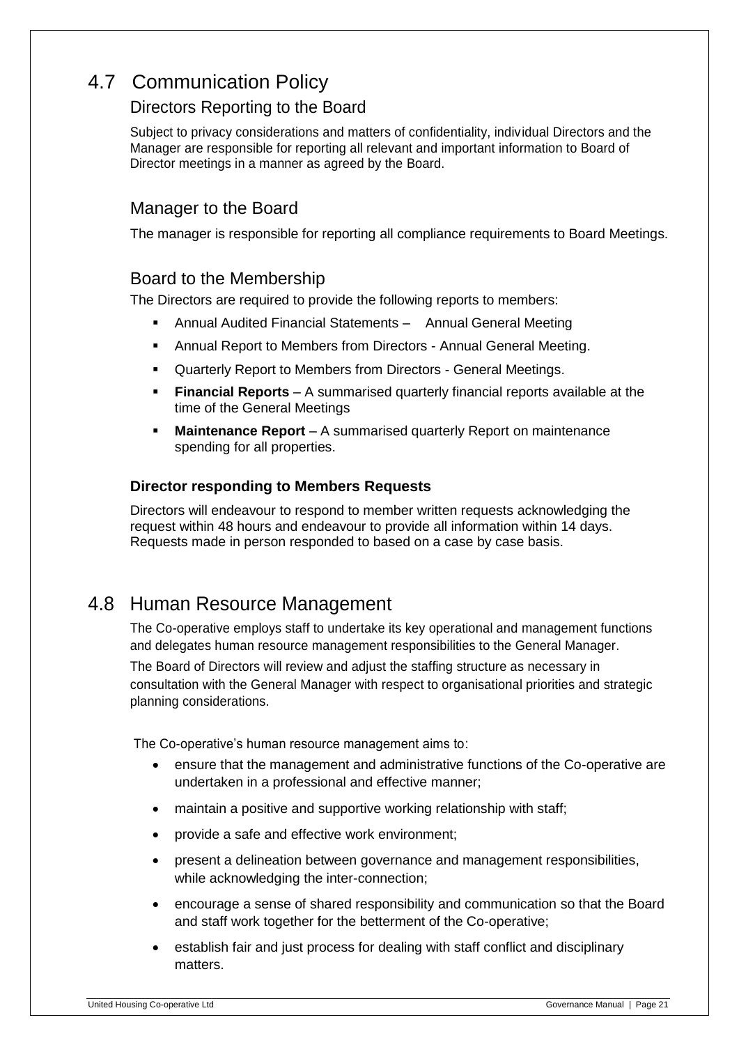## 4.7 Communication Policy

### Directors Reporting to the Board

Subject to privacy considerations and matters of confidentiality, individual Directors and the Manager are responsible for reporting all relevant and important information to Board of Director meetings in a manner as agreed by the Board.

### Manager to the Board

The manager is responsible for reporting all compliance requirements to Board Meetings.

### Board to the Membership

The Directors are required to provide the following reports to members:

- Annual Audited Financial Statements – Annual General Meeting
- Annual Report to Members from Directors - Annual General Meeting.
- Quarterly Report to Members from Directors - General Meetings.
- **Financial Reports** – A summarised quarterly financial reports available at the time of the General Meetings
- **Maintenance Report** – A summarised quarterly Report on maintenance spending for all properties.

#### Director responding to Members Requests

Directors will endeavour to respond to member written requests acknowledging the request within 48 hours and endeavour to provide all information within 14 days. Requests made in person responded to based on a case by case basis.

## 4.8 Human Resource Management

The Co-operative employs staff to undertake its key operational and management functions and delegates human resource management responsibilities to the General Manager.

The Board of Directors will review and adjust the staffing structure as necessary in consultation with the General Manager with respect to organisational priorities and strategic planning considerations.

The Co-operative's human resource management aims to:

- ensure that the management and administrative functions of the Co-operative are undertaken in a professional and effective manner;
- maintain a positive and supportive working relationship with staff;
- provide a safe and effective work environment;
- present a delineation between governance and management responsibilities, while acknowledging the inter-connection;
- encourage a sense of shared responsibility and communication so that the Board and staff work together for the betterment of the Co-operative;
- establish fair and just process for dealing with staff conflict and disciplinary matters.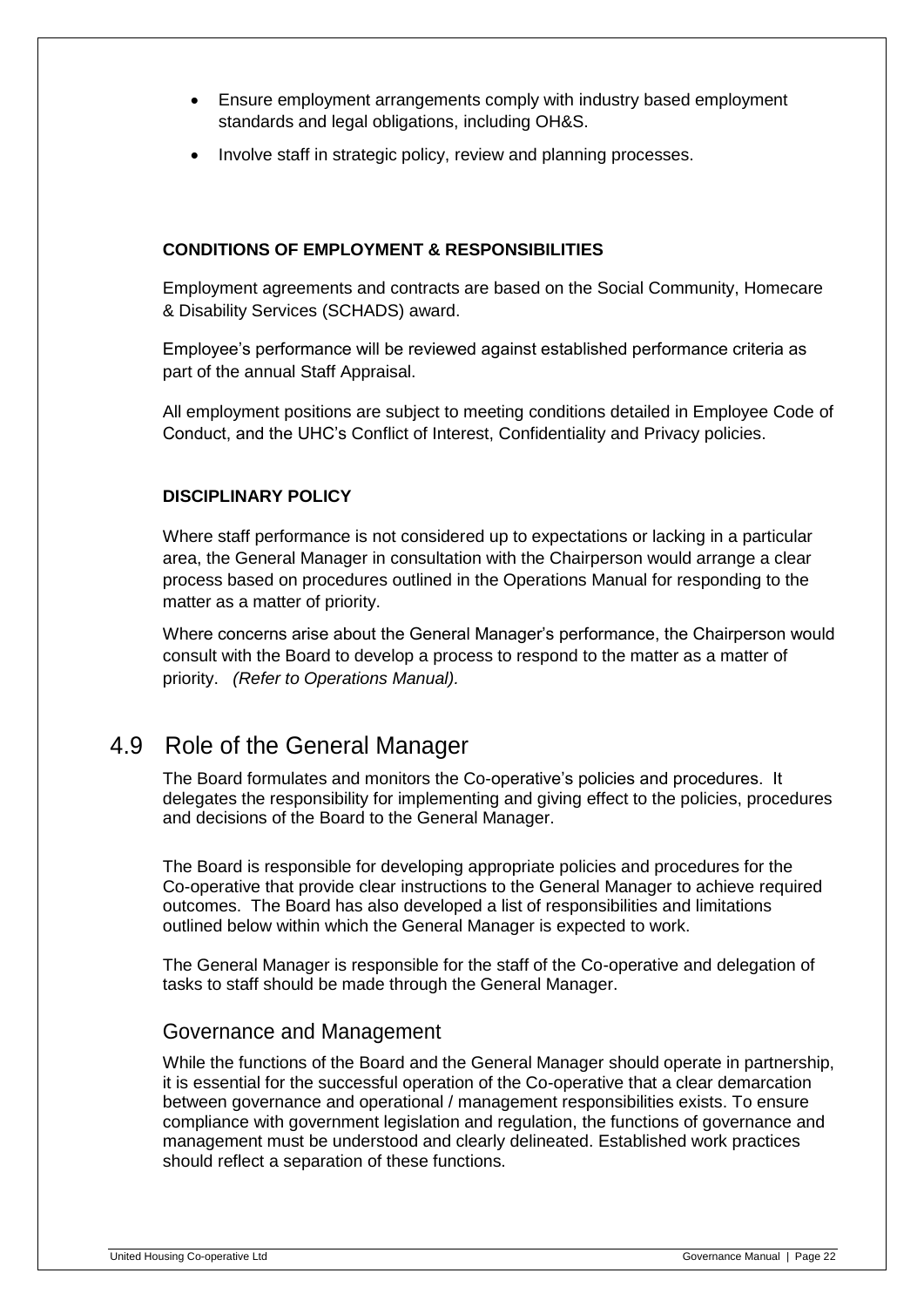- Ensure employment arrangements comply with industry based employment standards and legal obligations, including OH&S.
- Involve staff in strategic policy, review and planning processes.

**CONDITIONS OF EMPLOYMENT & RESPONSIBILITIES**

Employment agreements and contracts are based on the Social Community, Homecare & Disability Services (SCHADS) award.

Employee's performance will be reviewed against established performance criteria as part of the annual Staff Appraisal.

All employment positions are subject to meeting conditions detailed in Employee Code of Conduct, and the UHC's Conflict of Interest, Confidentiality and Privacy policies.

**DISCIPLINARY POLICY**

Where staff performance is not considered up to expectations or lacking in a particular area, the General Manager in consultation with the Chairperson would arrange a clear process based on procedures outlined in the Operations Manual for responding to the matter as a matter of priority.

Where concerns arise about the General Manager's performance, the Chairperson would consult with the Board to develop a process to respond to the matter as a matter of priority. *(Refer to Operations Manual).*

## 4.9 Role of the General Manager

The Board formulates and monitors the Co-operative's policies and procedures. It delegates the responsibility for implementing and giving effect to the policies, procedures and decisions of the Board to the General Manager.

The Board is responsible for developing appropriate policies and procedures for the Co-operative that provide clear instructions to the General Manager to achieve required outcomes. The Board has also developed a list of responsibilities and limitations outlined below within which the General Manager is expected to work.

The General Manager is responsible for the staff of the Co-operative and delegation of tasks to staff should be made through the General Manager.

### Governance and Management

While the functions of the Board and the General Manager should operate in partnership, it is essential for the successful operation of the Co-operative that a clear demarcation between governance and operational / management responsibilities exists. To ensure compliance with government legislation and regulation, the functions of governance and management must be understood and clearly delineated. Established work practices should reflect a separation of these functions.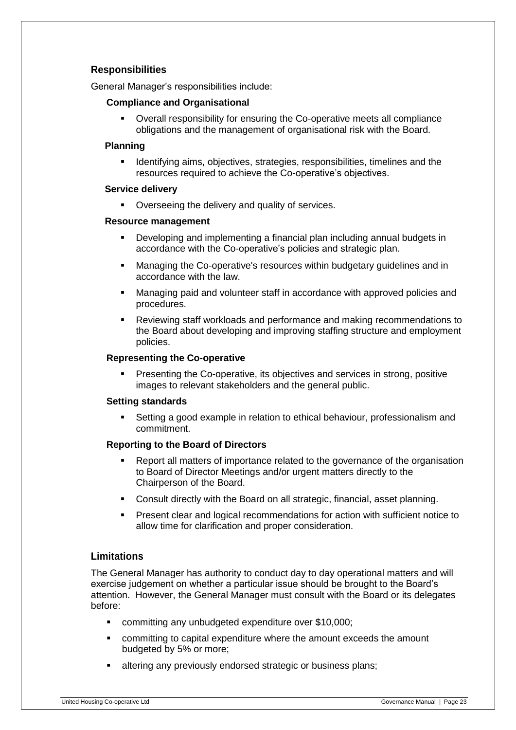## Responsibilities

General Manager's responsibilities include:

### Compliance and Organisational

- Overall responsibility for ensuring the Co-operative meets all compliance obligations and the management of organisational risk with the Board.

### Planning

- Identifying aims, objectives, strategies, responsibilities, timelines and the resources required to achieve the Co-operative's objectives.

### Service delivery

- Overseeing the delivery and quality of services.

### Resource management

- Developing and implementing a financial plan including annual budgets in accordance with the Co-operative's policies and strategic plan.
- Managing the Co-operative's resources within budgetary guidelines and in accordance with the law.
- Managing paid and volunteer staff in accordance with approved policies and procedures.
- Reviewing staff workloads and performance and making recommendations to the Board about developing and improving staffing structure and employment policies.

### Representing the Co-operative

- Presenting the Co-operative, its objectives and services in strong, positive images to relevant stakeholders and the general public.

### Setting standards

- Setting a good example in relation to ethical behaviour, professionalism and commitment.

### Reporting to the Board of Directors

- Report all matters of importance related to the governance of the organisation to Board of Director Meetings and/or urgent matters directly to the Chairperson of the Board.
- Consult directly with the Board on all strategic, financial, asset planning.
- Present clear and logical recommendations for action with sufficient notice to allow time for clarification and proper consideration.

## Limitations

The General Manager has authority to conduct day to day operational matters and will exercise judgement on whether a particular issue should be brought to the Board's attention. However, the General Manager must consult with the Board or its delegates before:

- committing any unbudgeted expenditure over $10,000;
- committing to capital expenditure where the amount exceeds the amount budgeted by 5% or more;
- altering any previously endorsed strategic or business plans;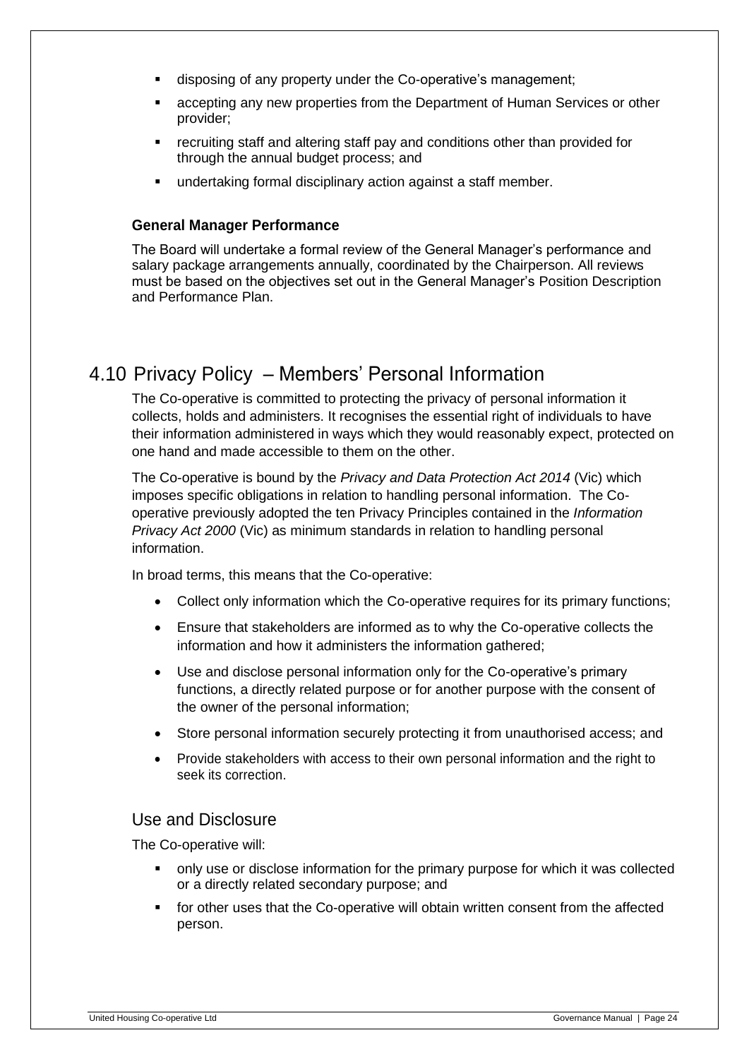- disposing of any property under the Co-operative's management;
- accepting any new properties from the Department of Human Services or other provider;
- recruiting staff and altering staff pay and conditions other than provided for through the annual budget process; and
- undertaking formal disciplinary action against a staff member.

### General Manager Performance

The Board will undertake a formal review of the General Manager's performance and salary package arrangements annually, coordinated by the Chairperson. All reviews must be based on the objectives set out in the General Manager's Position Description and Performance Plan.

## 4.10 Privacy Policy – Members' Personal Information

The Co-operative is committed to protecting the privacy of personal information it collects, holds and administers. It recognises the essential right of individuals to have their information administered in ways which they would reasonably expect, protected on one hand and made accessible to them on the other.

The Co-operative is bound by the *Privacy and Data Protection Act 2014* (Vic) which imposes specific obligations in relation to handling personal information. The Co-operative previously adopted the ten Privacy Principles contained in the *Information Privacy Act 2000* (Vic) as minimum standards in relation to handling personal information.

In broad terms, this means that the Co-operative:

- Collect only information which the Co-operative requires for its primary functions;
- Ensure that stakeholders are informed as to why the Co-operative collects the information and how it administers the information gathered;
- Use and disclose personal information only for the Co-operative's primary functions, a directly related purpose or for another purpose with the consent of the owner of the personal information;
- Store personal information securely protecting it from unauthorised access; and
- Provide stakeholders with access to their own personal information and the right to seek its correction.

### Use and Disclosure

The Co-operative will:

- only use or disclose information for the primary purpose for which it was collected or a directly related secondary purpose; and
- for other uses that the Co-operative will obtain written consent from the affected person.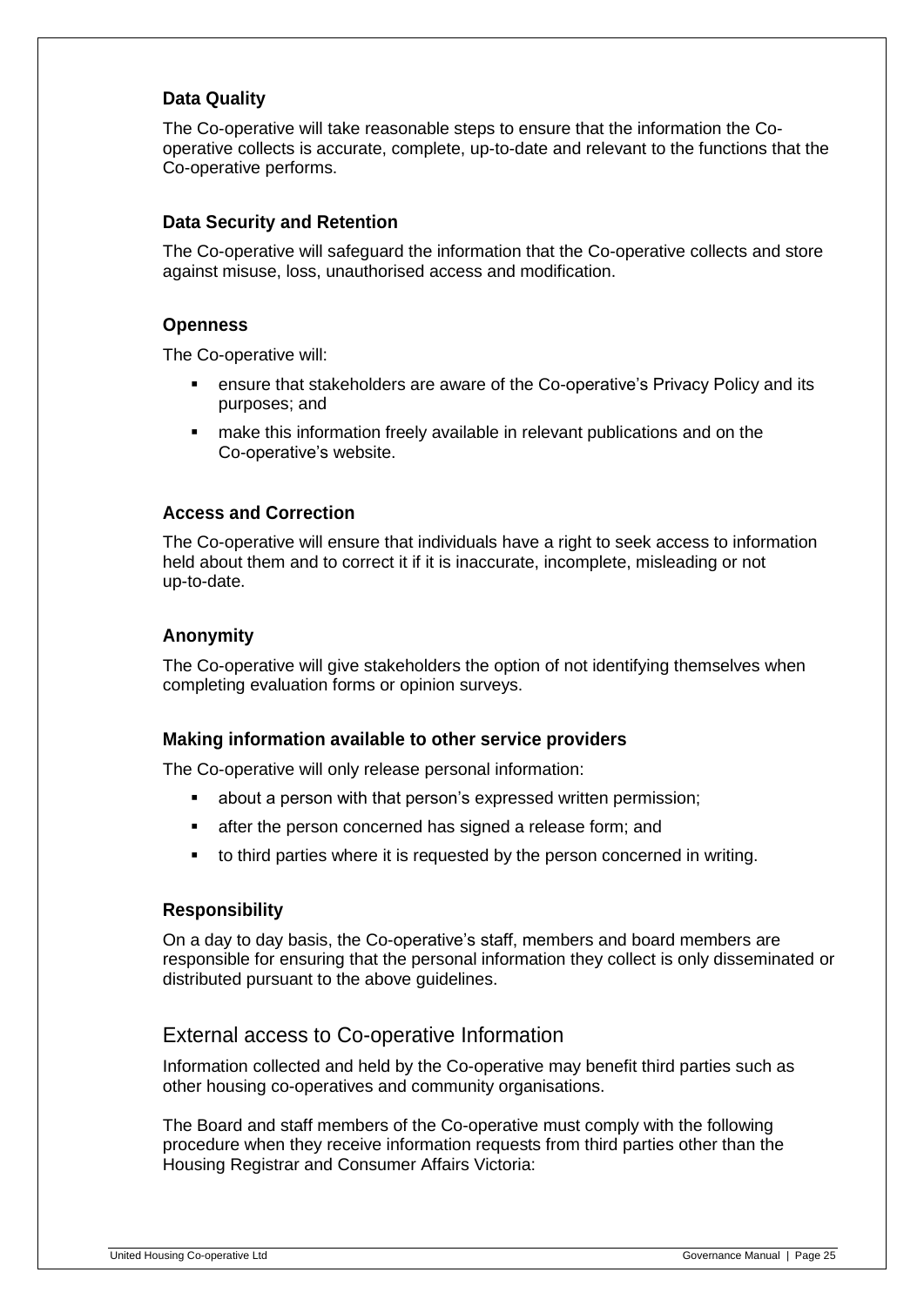### Data Quality

The Co-operative will take reasonable steps to ensure that the information the Co-operative collects is accurate, complete, up-to-date and relevant to the functions that the Co-operative performs.

### Data Security and Retention

The Co-operative will safeguard the information that the Co-operative collects and store against misuse, loss, unauthorised access and modification.

### Openness

The Co-operative will:

- ensure that stakeholders are aware of the Co-operative's Privacy Policy and its purposes; and
- make this information freely available in relevant publications and on the Co-operative's website.

### Access and Correction

The Co-operative will ensure that individuals have a right to seek access to information held about them and to correct it if it is inaccurate, incomplete, misleading or not up-to-date.

### Anonymity

The Co-operative will give stakeholders the option of not identifying themselves when completing evaluation forms or opinion surveys.

### Making information available to other service providers

The Co-operative will only release personal information:

- about a person with that person's expressed written permission;
- after the person concerned has signed a release form; and
- to third parties where it is requested by the person concerned in writing.

### Responsibility

On a day to day basis, the Co-operative's staff, members and board members are responsible for ensuring that the personal information they collect is only disseminated or distributed pursuant to the above guidelines.

## External access to Co-operative Information

Information collected and held by the Co-operative may benefit third parties such as other housing co-operatives and community organisations.

The Board and staff members of the Co-operative must comply with the following procedure when they receive information requests from third parties other than the Housing Registrar and Consumer Affairs Victoria: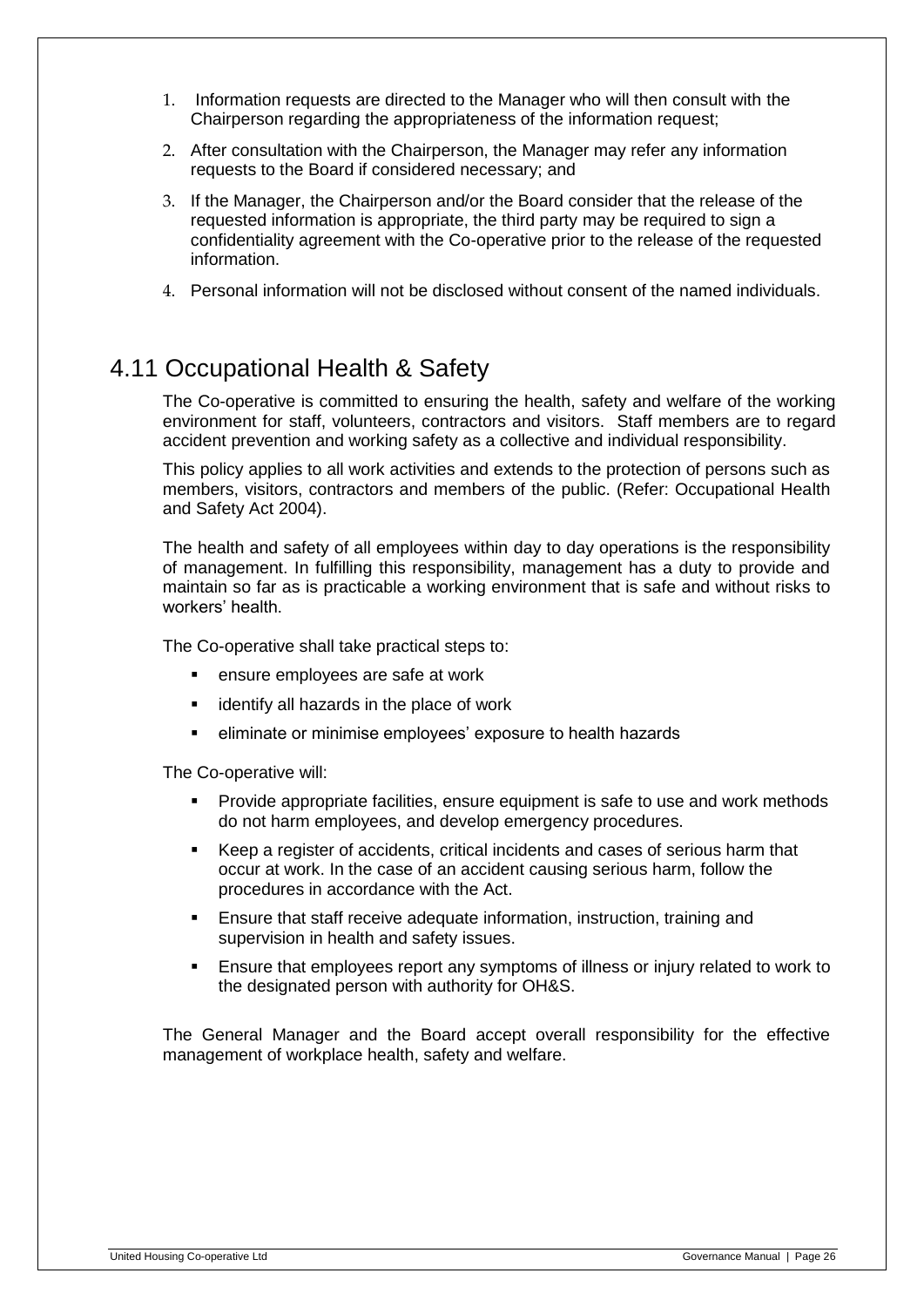1. Information requests are directed to the Manager who will then consult with the Chairperson regarding the appropriateness of the information request;
2. After consultation with the Chairperson, the Manager may refer any information requests to the Board if considered necessary; and
3. If the Manager, the Chairperson and/or the Board consider that the release of the requested information is appropriate, the third party may be required to sign a confidentiality agreement with the Co-operative prior to the release of the requested information.
4. Personal information will not be disclosed without consent of the named individuals.

## 4.11 Occupational Health & Safety

The Co-operative is committed to ensuring the health, safety and welfare of the working environment for staff, volunteers, contractors and visitors. Staff members are to regard accident prevention and working safety as a collective and individual responsibility.

This policy applies to all work activities and extends to the protection of persons such as members, visitors, contractors and members of the public. (Refer: Occupational Health and Safety Act 2004).

The health and safety of all employees within day to day operations is the responsibility of management. In fulfilling this responsibility, management has a duty to provide and maintain so far as is practicable a working environment that is safe and without risks to workers' health.

The Co-operative shall take practical steps to:

- ensure employees are safe at work
- identify all hazards in the place of work
- eliminate or minimise employees' exposure to health hazards

The Co-operative will:

- Provide appropriate facilities, ensure equipment is safe to use and work methods do not harm employees, and develop emergency procedures.
- Keep a register of accidents, critical incidents and cases of serious harm that occur at work. In the case of an accident causing serious harm, follow the procedures in accordance with the Act.
- Ensure that staff receive adequate information, instruction, training and supervision in health and safety issues.
- Ensure that employees report any symptoms of illness or injury related to work to the designated person with authority for OH&S.

The General Manager and the Board accept overall responsibility for the effective management of workplace health, safety and welfare.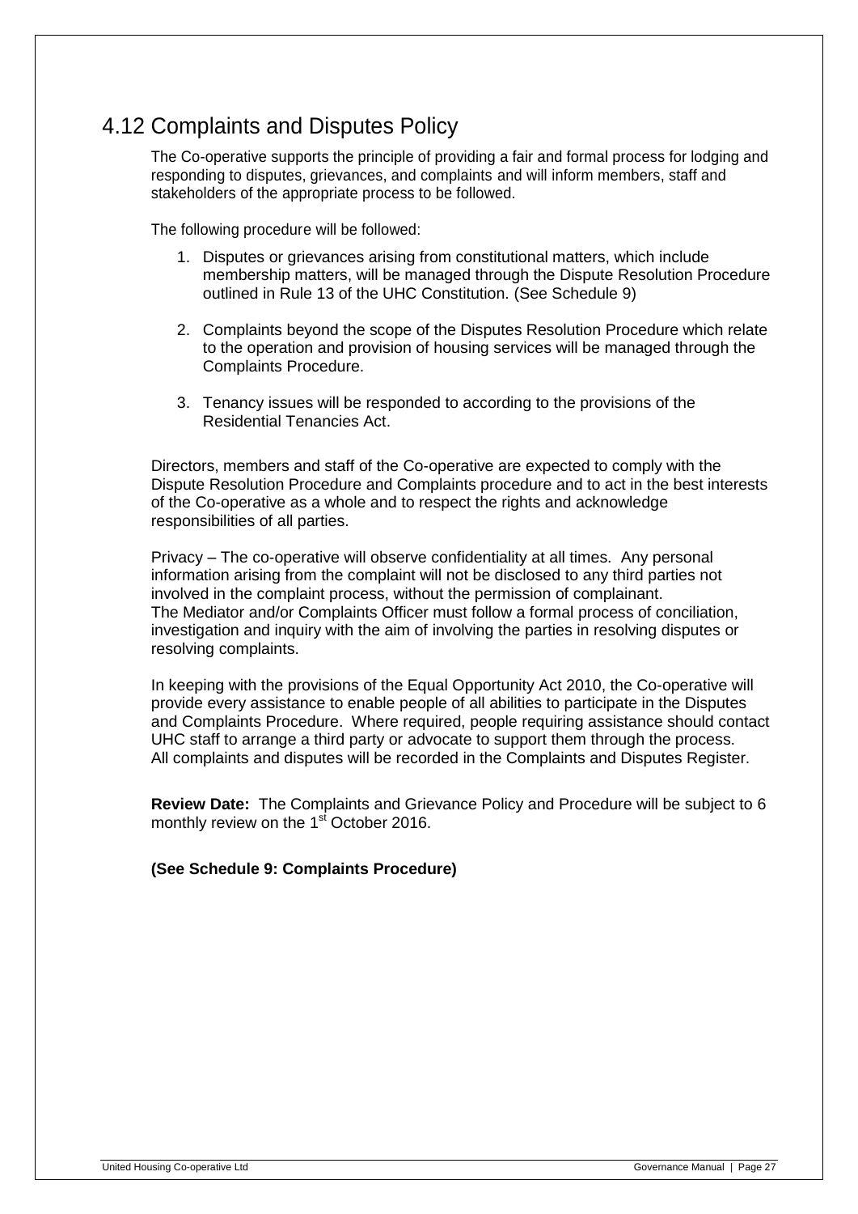## 4.12 Complaints and Disputes Policy

The Co-operative supports the principle of providing a fair and formal process for lodging and responding to disputes, grievances, and complaints and will inform members, staff and stakeholders of the appropriate process to be followed.

The following procedure will be followed:

1. Disputes or grievances arising from constitutional matters, which include membership matters, will be managed through the Dispute Resolution Procedure outlined in Rule 13 of the UHC Constitution. (See Schedule 9)
2. Complaints beyond the scope of the Disputes Resolution Procedure which relate to the operation and provision of housing services will be managed through the Complaints Procedure.
3. Tenancy issues will be responded to according to the provisions of the Residential Tenancies Act.

Directors, members and staff of the Co-operative are expected to comply with the Dispute Resolution Procedure and Complaints procedure and to act in the best interests of the Co-operative as a whole and to respect the rights and acknowledge responsibilities of all parties.

Privacy – The co-operative will observe confidentiality at all times. Any personal information arising from the complaint will not be disclosed to any third parties not involved in the complaint process, without the permission of complainant.
The Mediator and/or Complaints Officer must follow a formal process of conciliation, investigation and inquiry with the aim of involving the parties in resolving disputes or resolving complaints.

In keeping with the provisions of the Equal Opportunity Act 2010, the Co-operative will provide every assistance to enable people of all abilities to participate in the Disputes and Complaints Procedure. Where required, people requiring assistance should contact UHC staff to arrange a third party or advocate to support them through the process.
All complaints and disputes will be recorded in the Complaints and Disputes Register.

**Review Date:** The Complaints and Grievance Policy and Procedure will be subject to 6 monthly review on the 1st October 2016.

**(See Schedule 9: Complaints Procedure)**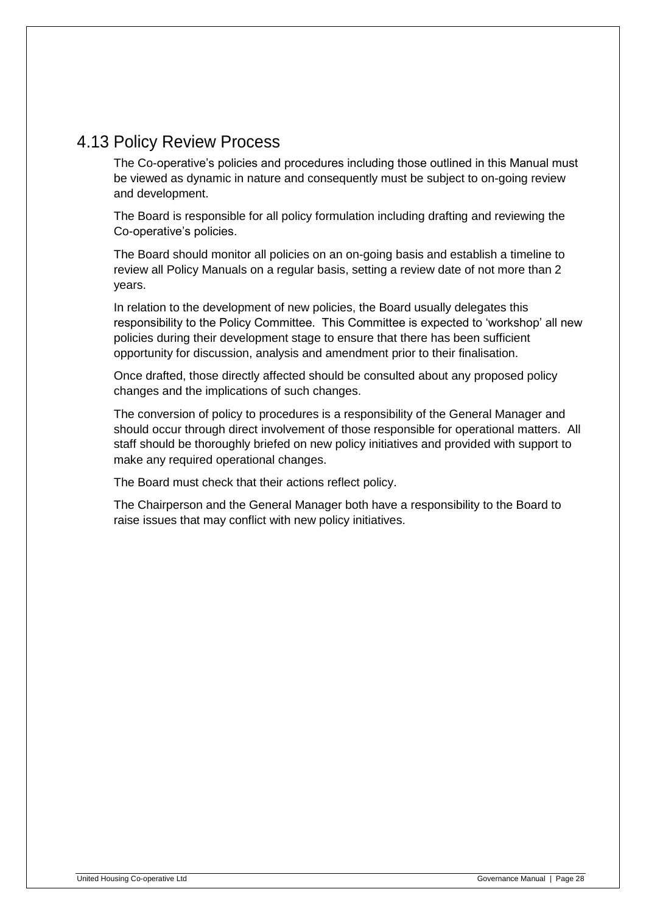## 4.13 Policy Review Process

The Co-operative's policies and procedures including those outlined in this Manual must be viewed as dynamic in nature and consequently must be subject to on-going review and development.

The Board is responsible for all policy formulation including drafting and reviewing the Co-operative's policies.

The Board should monitor all policies on an on-going basis and establish a timeline to review all Policy Manuals on a regular basis, setting a review date of not more than 2 years.

In relation to the development of new policies, the Board usually delegates this responsibility to the Policy Committee. This Committee is expected to 'workshop' all new policies during their development stage to ensure that there has been sufficient opportunity for discussion, analysis and amendment prior to their finalisation.

Once drafted, those directly affected should be consulted about any proposed policy changes and the implications of such changes.

The conversion of policy to procedures is a responsibility of the General Manager and should occur through direct involvement of those responsible for operational matters. All staff should be thoroughly briefed on new policy initiatives and provided with support to make any required operational changes.

The Board must check that their actions reflect policy.

The Chairperson and the General Manager both have a responsibility to the Board to raise issues that may conflict with new policy initiatives.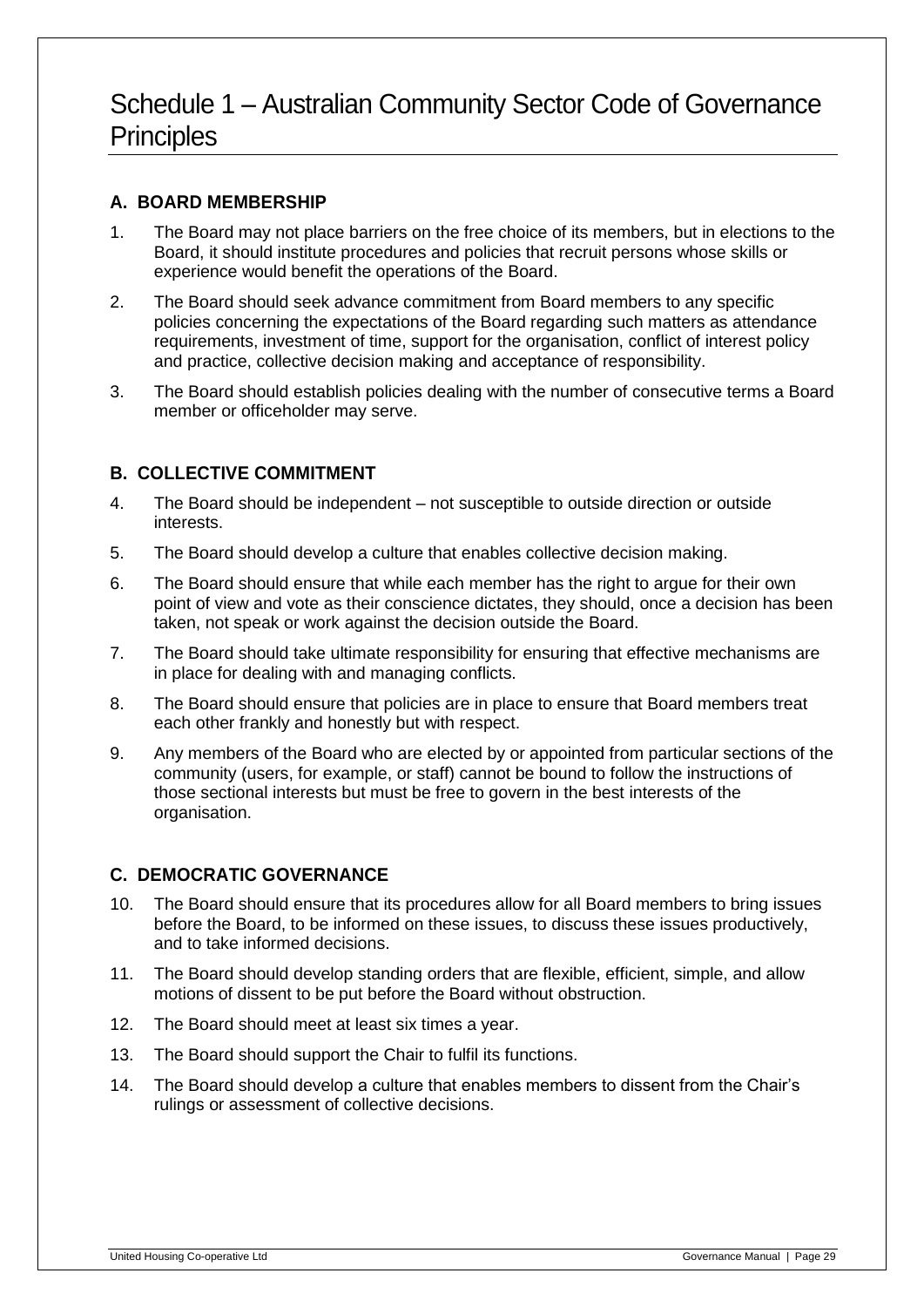# Schedule 1 – Australian Community Sector Code of Governance Principles

## A. BOARD MEMBERSHIP

1. The Board may not place barriers on the free choice of its members, but in elections to the Board, it should institute procedures and policies that recruit persons whose skills or experience would benefit the operations of the Board.
2. The Board should seek advance commitment from Board members to any specific policies concerning the expectations of the Board regarding such matters as attendance requirements, investment of time, support for the organisation, conflict of interest policy and practice, collective decision making and acceptance of responsibility.
3. The Board should establish policies dealing with the number of consecutive terms a Board member or officeholder may serve.

## B. COLLECTIVE COMMITMENT

4. The Board should be independent – not susceptible to outside direction or outside interests.
5. The Board should develop a culture that enables collective decision making.
6. The Board should ensure that while each member has the right to argue for their own point of view and vote as their conscience dictates, they should, once a decision has been taken, not speak or work against the decision outside the Board.
7. The Board should take ultimate responsibility for ensuring that effective mechanisms are in place for dealing with and managing conflicts.
8. The Board should ensure that policies are in place to ensure that Board members treat each other frankly and honestly but with respect.
9. Any members of the Board who are elected by or appointed from particular sections of the community (users, for example, or staff) cannot be bound to follow the instructions of those sectional interests but must be free to govern in the best interests of the organisation.

## C. DEMOCRATIC GOVERNANCE

10. The Board should ensure that its procedures allow for all Board members to bring issues before the Board, to be informed on these issues, to discuss these issues productively, and to take informed decisions.
11. The Board should develop standing orders that are flexible, efficient, simple, and allow motions of dissent to be put before the Board without obstruction.
12. The Board should meet at least six times a year.
13. The Board should support the Chair to fulfil its functions.
14. The Board should develop a culture that enables members to dissent from the Chair's rulings or assessment of collective decisions.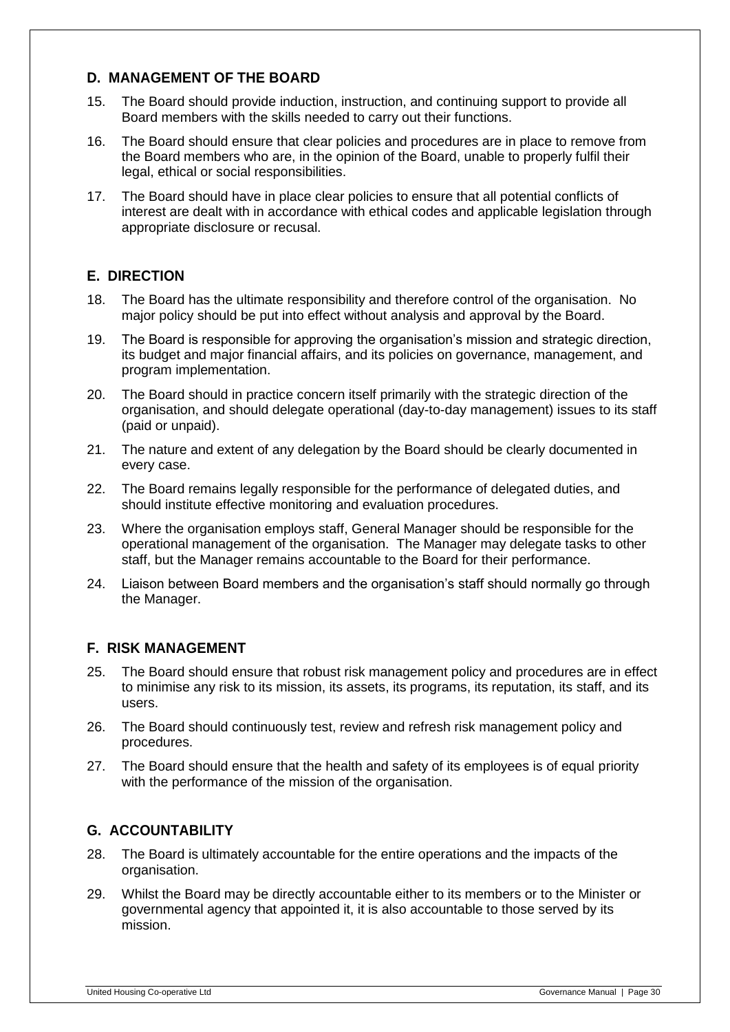## D. MANAGEMENT OF THE BOARD

15. The Board should provide induction, instruction, and continuing support to provide all Board members with the skills needed to carry out their functions.
16. The Board should ensure that clear policies and procedures are in place to remove from the Board members who are, in the opinion of the Board, unable to properly fulfil their legal, ethical or social responsibilities.
17. The Board should have in place clear policies to ensure that all potential conflicts of interest are dealt with in accordance with ethical codes and applicable legislation through appropriate disclosure or recusal.

## E. DIRECTION

18. The Board has the ultimate responsibility and therefore control of the organisation. No major policy should be put into effect without analysis and approval by the Board.
19. The Board is responsible for approving the organisation's mission and strategic direction, its budget and major financial affairs, and its policies on governance, management, and program implementation.
20. The Board should in practice concern itself primarily with the strategic direction of the organisation, and should delegate operational (day-to-day management) issues to its staff (paid or unpaid).
21. The nature and extent of any delegation by the Board should be clearly documented in every case.
22. The Board remains legally responsible for the performance of delegated duties, and should institute effective monitoring and evaluation procedures.
23. Where the organisation employs staff, General Manager should be responsible for the operational management of the organisation. The Manager may delegate tasks to other staff, but the Manager remains accountable to the Board for their performance.
24. Liaison between Board members and the organisation's staff should normally go through the Manager.

## F. RISK MANAGEMENT

25. The Board should ensure that robust risk management policy and procedures are in effect to minimise any risk to its mission, its assets, its programs, its reputation, its staff, and its users.
26. The Board should continuously test, review and refresh risk management policy and procedures.
27. The Board should ensure that the health and safety of its employees is of equal priority with the performance of the mission of the organisation.

## G. ACCOUNTABILITY

28. The Board is ultimately accountable for the entire operations and the impacts of the organisation.
29. Whilst the Board may be directly accountable either to its members or to the Minister or governmental agency that appointed it, it is also accountable to those served by its mission.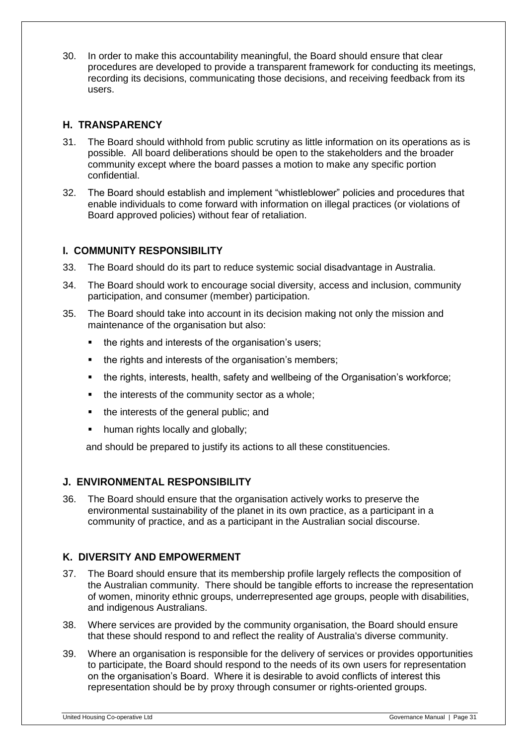30. In order to make this accountability meaningful, the Board should ensure that clear procedures are developed to provide a transparent framework for conducting its meetings, recording its decisions, communicating those decisions, and receiving feedback from its users.

## H. TRANSPARENCY

31. The Board should withhold from public scrutiny as little information on its operations as is possible. All board deliberations should be open to the stakeholders and the broader community except where the board passes a motion to make any specific portion confidential.

32. The Board should establish and implement "whistleblower" policies and procedures that enable individuals to come forward with information on illegal practices (or violations of Board approved policies) without fear of retaliation.

## I. COMMUNITY RESPONSIBILITY

33. The Board should do its part to reduce systemic social disadvantage in Australia.

34. The Board should work to encourage social diversity, access and inclusion, community participation, and consumer (member) participation.

35. The Board should take into account in its decision making not only the mission and maintenance of the organisation but also:

    - the rights and interests of the organisation's users;
    - the rights and interests of the organisation's members;
    - the rights, interests, health, safety and wellbeing of the Organisation's workforce;
    - the interests of the community sector as a whole;
    - the interests of the general public; and
    - human rights locally and globally;

    and should be prepared to justify its actions to all these constituencies.

## J. ENVIRONMENTAL RESPONSIBILITY

36. The Board should ensure that the organisation actively works to preserve the environmental sustainability of the planet in its own practice, as a participant in a community of practice, and as a participant in the Australian social discourse.

## K. DIVERSITY AND EMPOWERMENT

37. The Board should ensure that its membership profile largely reflects the composition of the Australian community. There should be tangible efforts to increase the representation of women, minority ethnic groups, underrepresented age groups, people with disabilities, and indigenous Australians.

38. Where services are provided by the community organisation, the Board should ensure that these should respond to and reflect the reality of Australia's diverse community.

39. Where an organisation is responsible for the delivery of services or provides opportunities to participate, the Board should respond to the needs of its own users for representation on the organisation's Board. Where it is desirable to avoid conflicts of interest this representation should be by proxy through consumer or rights-oriented groups.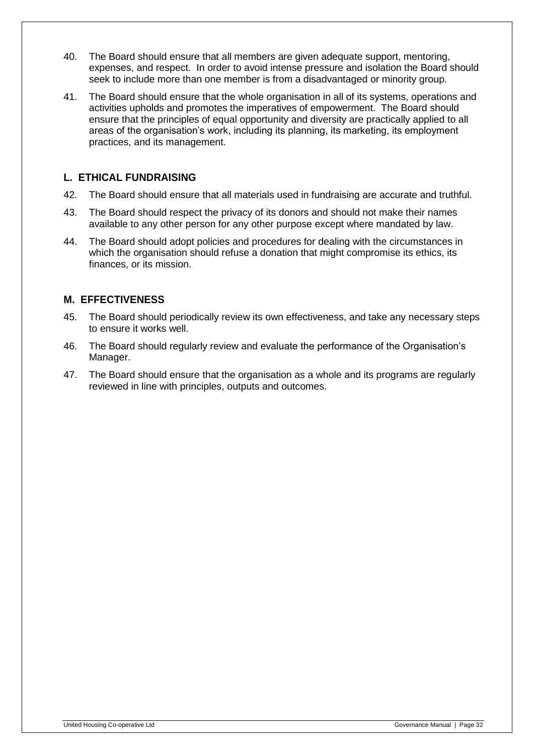40. The Board should ensure that all members are given adequate support, mentoring, expenses, and respect. In order to avoid intense pressure and isolation the Board should seek to include more than one member is from a disadvantaged or minority group.

41. The Board should ensure that the whole organisation in all of its systems, operations and activities upholds and promotes the imperatives of empowerment. The Board should ensure that the principles of equal opportunity and diversity are practically applied to all areas of the organisation's work, including its planning, its marketing, its employment practices, and its management.

## L. ETHICAL FUNDRAISING

42. The Board should ensure that all materials used in fundraising are accurate and truthful.

43. The Board should respect the privacy of its donors and should not make their names available to any other person for any other purpose except where mandated by law.

44. The Board should adopt policies and procedures for dealing with the circumstances in which the organisation should refuse a donation that might compromise its ethics, its finances, or its mission.

## M. EFFECTIVENESS

45. The Board should periodically review its own effectiveness, and take any necessary steps to ensure it works well.

46. The Board should regularly review and evaluate the performance of the Organisation's Manager.

47. The Board should ensure that the organisation as a whole and its programs are regularly reviewed in line with principles, outputs and outcomes.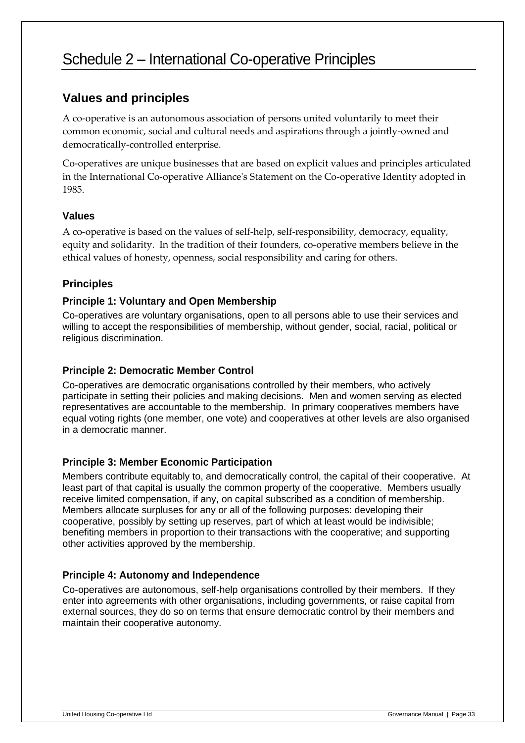# Schedule 2 – International Co-operative Principles

## Values and principles

A co-operative is an autonomous association of persons united voluntarily to meet their common economic, social and cultural needs and aspirations through a jointly-owned and democratically-controlled enterprise.

Co-operatives are unique businesses that are based on explicit values and principles articulated in the International Co-operative Alliance's Statement on the Co-operative Identity adopted in 1985.

### Values

A co-operative is based on the values of self-help, self-responsibility, democracy, equality, equity and solidarity. In the tradition of their founders, co-operative members believe in the ethical values of honesty, openness, social responsibility and caring for others.

### Principles

#### Principle 1: Voluntary and Open Membership

Co-operatives are voluntary organisations, open to all persons able to use their services and willing to accept the responsibilities of membership, without gender, social, racial, political or religious discrimination.

#### Principle 2: Democratic Member Control

Co-operatives are democratic organisations controlled by their members, who actively participate in setting their policies and making decisions. Men and women serving as elected representatives are accountable to the membership. In primary cooperatives members have equal voting rights (one member, one vote) and cooperatives at other levels are also organised in a democratic manner.

#### Principle 3: Member Economic Participation

Members contribute equitably to, and democratically control, the capital of their cooperative. At least part of that capital is usually the common property of the cooperative. Members usually receive limited compensation, if any, on capital subscribed as a condition of membership. Members allocate surpluses for any or all of the following purposes: developing their cooperative, possibly by setting up reserves, part of which at least would be indivisible; benefiting members in proportion to their transactions with the cooperative; and supporting other activities approved by the membership.

#### Principle 4: Autonomy and Independence

Co-operatives are autonomous, self-help organisations controlled by their members. If they enter into agreements with other organisations, including governments, or raise capital from external sources, they do so on terms that ensure democratic control by their members and maintain their cooperative autonomy.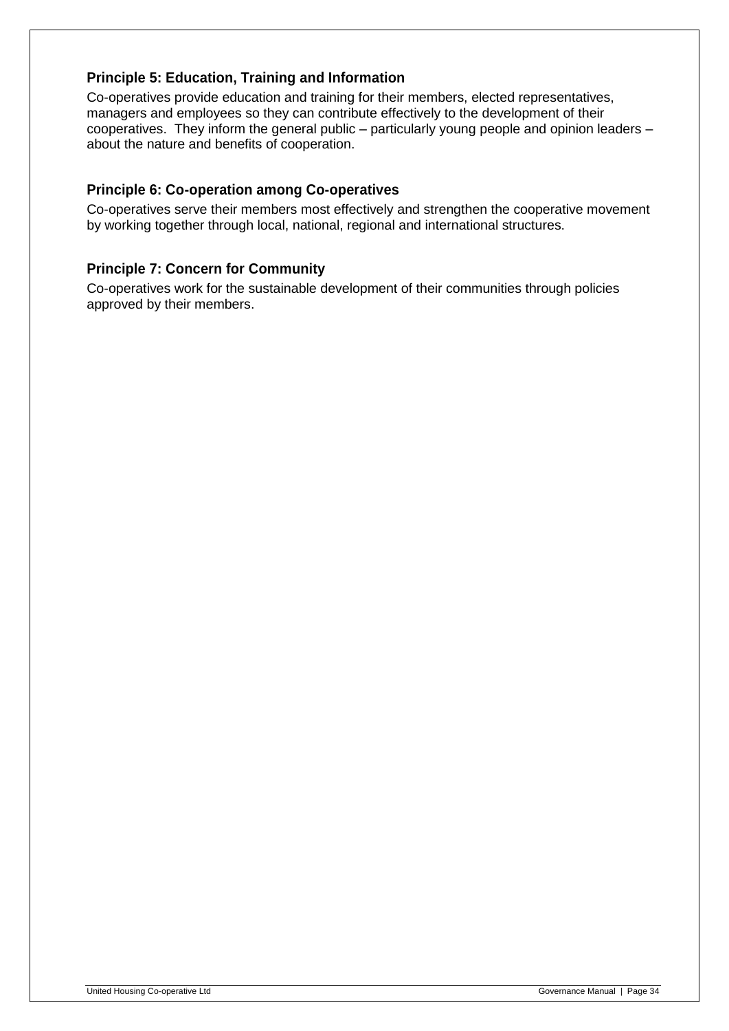### Principle 5: Education, Training and Information

Co-operatives provide education and training for their members, elected representatives, managers and employees so they can contribute effectively to the development of their cooperatives. They inform the general public – particularly young people and opinion leaders – about the nature and benefits of cooperation.

### Principle 6: Co-operation among Co-operatives

Co-operatives serve their members most effectively and strengthen the cooperative movement by working together through local, national, regional and international structures.

### Principle 7: Concern for Community

Co-operatives work for the sustainable development of their communities through policies approved by their members.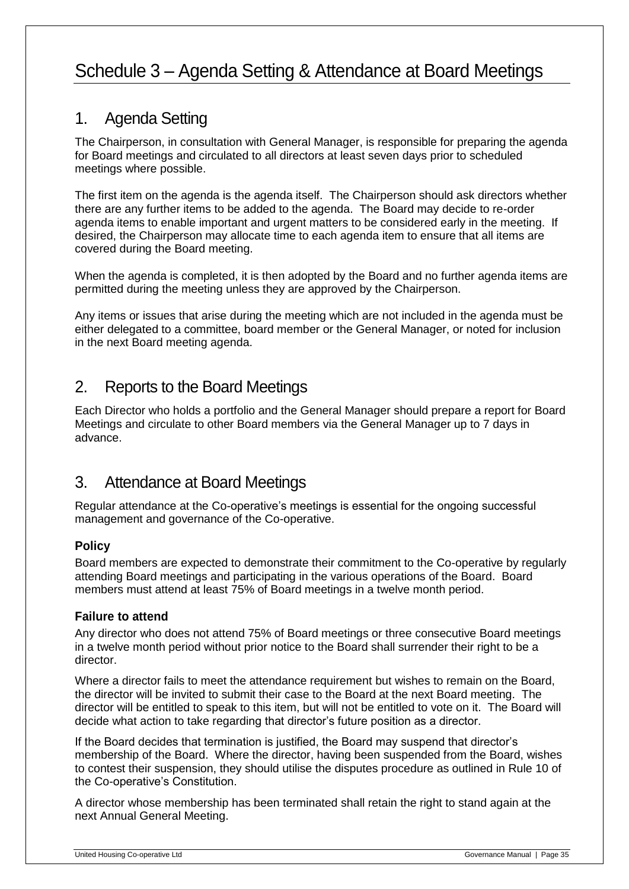# Schedule 3 – Agenda Setting & Attendance at Board Meetings

## 1. Agenda Setting

The Chairperson, in consultation with General Manager, is responsible for preparing the agenda for Board meetings and circulated to all directors at least seven days prior to scheduled meetings where possible.

The first item on the agenda is the agenda itself. The Chairperson should ask directors whether there are any further items to be added to the agenda. The Board may decide to re-order agenda items to enable important and urgent matters to be considered early in the meeting. If desired, the Chairperson may allocate time to each agenda item to ensure that all items are covered during the Board meeting.

When the agenda is completed, it is then adopted by the Board and no further agenda items are permitted during the meeting unless they are approved by the Chairperson.

Any items or issues that arise during the meeting which are not included in the agenda must be either delegated to a committee, board member or the General Manager, or noted for inclusion in the next Board meeting agenda.

## 2. Reports to the Board Meetings

Each Director who holds a portfolio and the General Manager should prepare a report for Board Meetings and circulate to other Board members via the General Manager up to 7 days in advance.

## 3. Attendance at Board Meetings

Regular attendance at the Co-operative's meetings is essential for the ongoing successful management and governance of the Co-operative.

### Policy

Board members are expected to demonstrate their commitment to the Co-operative by regularly attending Board meetings and participating in the various operations of the Board. Board members must attend at least 75% of Board meetings in a twelve month period.

### Failure to attend

Any director who does not attend 75% of Board meetings or three consecutive Board meetings in a twelve month period without prior notice to the Board shall surrender their right to be a director.

Where a director fails to meet the attendance requirement but wishes to remain on the Board, the director will be invited to submit their case to the Board at the next Board meeting. The director will be entitled to speak to this item, but will not be entitled to vote on it. The Board will decide what action to take regarding that director's future position as a director.

If the Board decides that termination is justified, the Board may suspend that director's membership of the Board. Where the director, having been suspended from the Board, wishes to contest their suspension, they should utilise the disputes procedure as outlined in Rule 10 of the Co-operative's Constitution.

A director whose membership has been terminated shall retain the right to stand again at the next Annual General Meeting.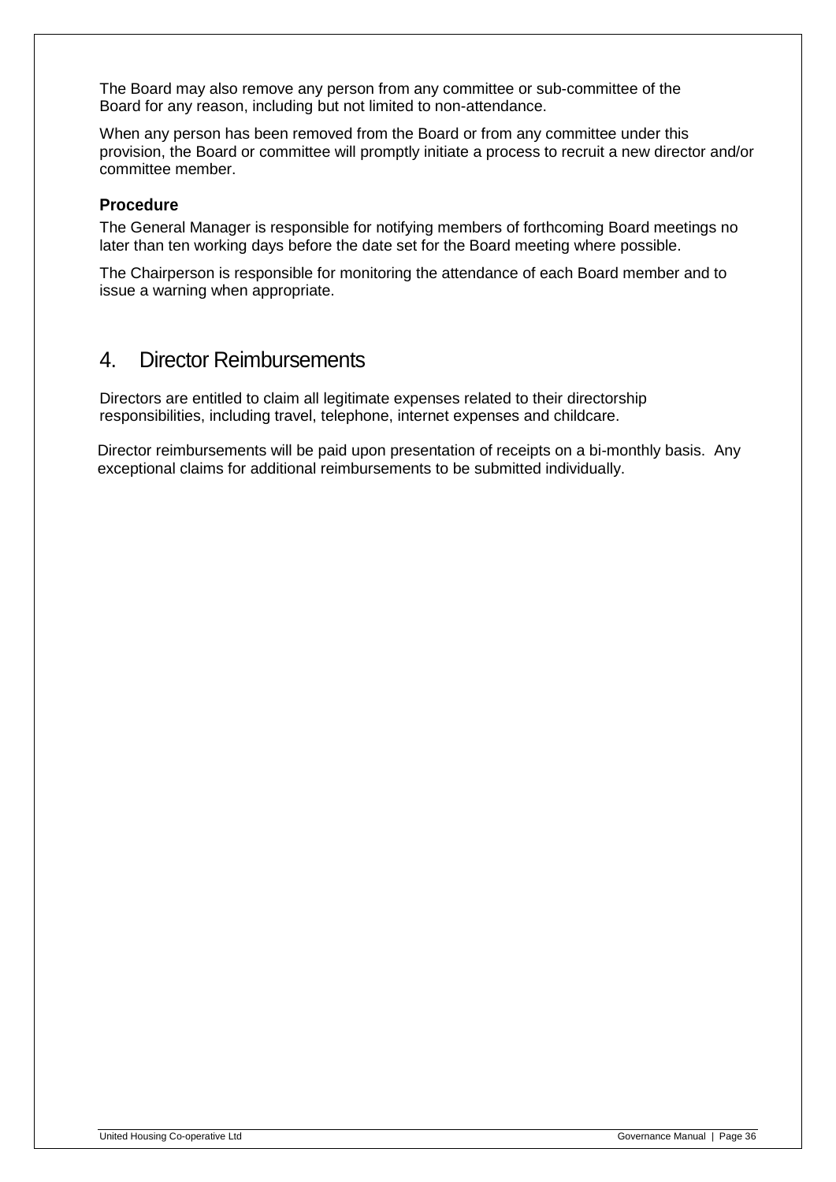The Board may also remove any person from any committee or sub-committee of the Board for any reason, including but not limited to non-attendance.

When any person has been removed from the Board or from any committee under this provision, the Board or committee will promptly initiate a process to recruit a new director and/or committee member.

### Procedure

The General Manager is responsible for notifying members of forthcoming Board meetings no later than ten working days before the date set for the Board meeting where possible.

The Chairperson is responsible for monitoring the attendance of each Board member and to issue a warning when appropriate.

## 4. Director Reimbursements

Directors are entitled to claim all legitimate expenses related to their directorship responsibilities, including travel, telephone, internet expenses and childcare.

Director reimbursements will be paid upon presentation of receipts on a bi-monthly basis. Any exceptional claims for additional reimbursements to be submitted individually.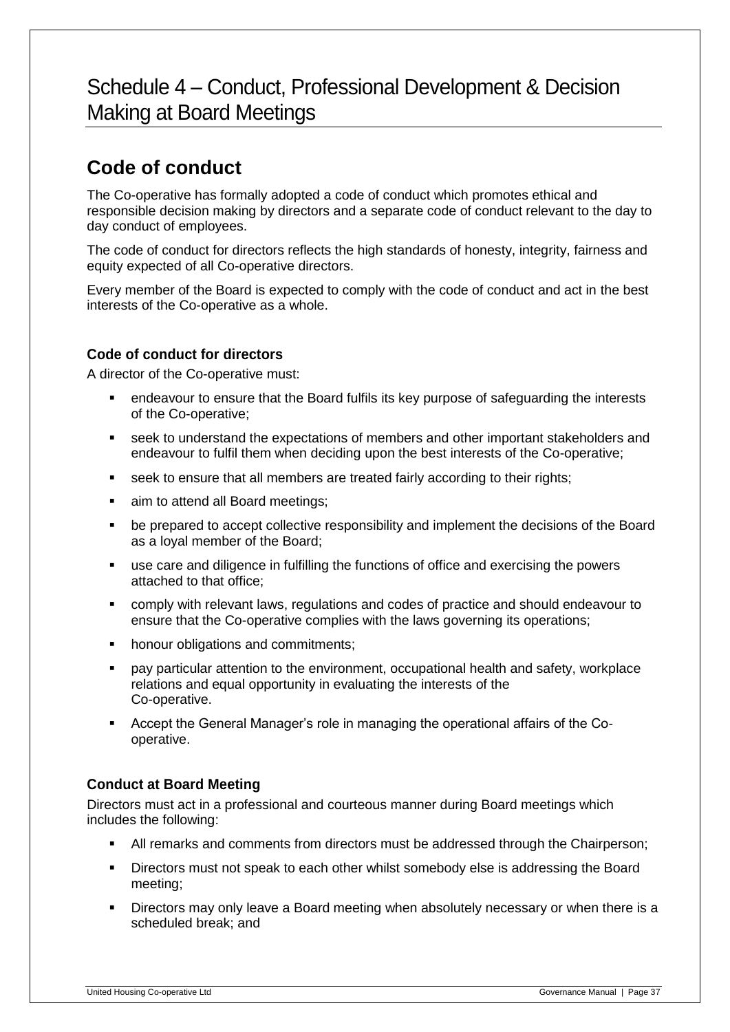# Schedule 4 – Conduct, Professional Development & Decision Making at Board Meetings

## Code of conduct

The Co-operative has formally adopted a code of conduct which promotes ethical and responsible decision making by directors and a separate code of conduct relevant to the day to day conduct of employees.

The code of conduct for directors reflects the high standards of honesty, integrity, fairness and equity expected of all Co-operative directors.

Every member of the Board is expected to comply with the code of conduct and act in the best interests of the Co-operative as a whole.

### Code of conduct for directors

A director of the Co-operative must:

- endeavour to ensure that the Board fulfils its key purpose of safeguarding the interests of the Co-operative;
- seek to understand the expectations of members and other important stakeholders and endeavour to fulfil them when deciding upon the best interests of the Co-operative;
- seek to ensure that all members are treated fairly according to their rights;
- aim to attend all Board meetings;
- be prepared to accept collective responsibility and implement the decisions of the Board as a loyal member of the Board;
- use care and diligence in fulfilling the functions of office and exercising the powers attached to that office;
- comply with relevant laws, regulations and codes of practice and should endeavour to ensure that the Co-operative complies with the laws governing its operations;
- honour obligations and commitments;
- pay particular attention to the environment, occupational health and safety, workplace relations and equal opportunity in evaluating the interests of the Co-operative.
- Accept the General Manager's role in managing the operational affairs of the Co-operative.

### Conduct at Board Meeting

Directors must act in a professional and courteous manner during Board meetings which includes the following:

- All remarks and comments from directors must be addressed through the Chairperson;
- Directors must not speak to each other whilst somebody else is addressing the Board meeting;
- Directors may only leave a Board meeting when absolutely necessary or when there is a scheduled break; and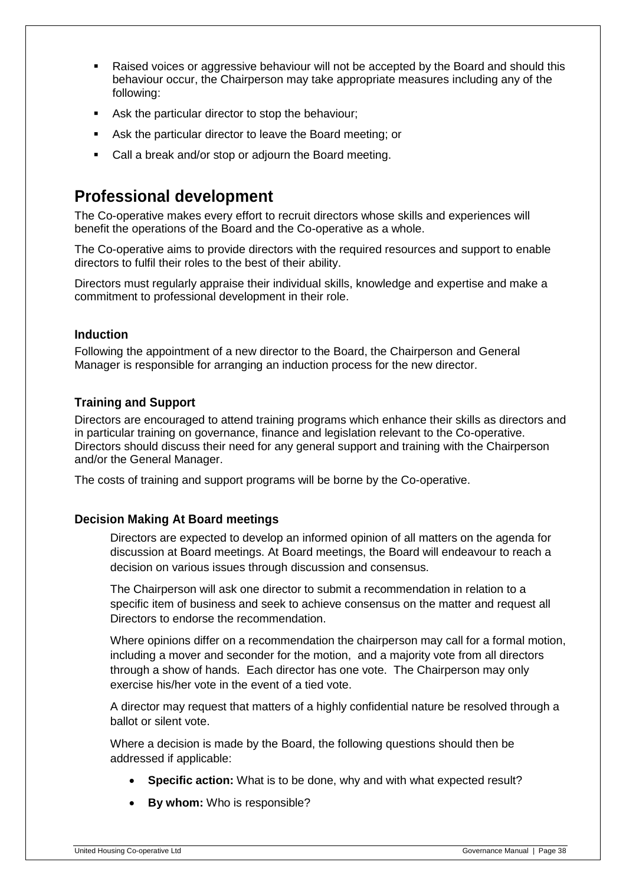- Raised voices or aggressive behaviour will not be accepted by the Board and should this behaviour occur, the Chairperson may take appropriate measures including any of the following:
- Ask the particular director to stop the behaviour;
- Ask the particular director to leave the Board meeting; or
- Call a break and/or stop or adjourn the Board meeting.

## Professional development

The Co-operative makes every effort to recruit directors whose skills and experiences will benefit the operations of the Board and the Co-operative as a whole.

The Co-operative aims to provide directors with the required resources and support to enable directors to fulfil their roles to the best of their ability.

Directors must regularly appraise their individual skills, knowledge and expertise and make a commitment to professional development in their role.

### Induction

Following the appointment of a new director to the Board, the Chairperson and General Manager is responsible for arranging an induction process for the new director.

### Training and Support

Directors are encouraged to attend training programs which enhance their skills as directors and in particular training on governance, finance and legislation relevant to the Co-operative. Directors should discuss their need for any general support and training with the Chairperson and/or the General Manager.

The costs of training and support programs will be borne by the Co-operative.

### Decision Making At Board meetings

Directors are expected to develop an informed opinion of all matters on the agenda for discussion at Board meetings. At Board meetings, the Board will endeavour to reach a decision on various issues through discussion and consensus.

The Chairperson will ask one director to submit a recommendation in relation to a specific item of business and seek to achieve consensus on the matter and request all Directors to endorse the recommendation.

Where opinions differ on a recommendation the chairperson may call for a formal motion, including a mover and seconder for the motion, and a majority vote from all directors through a show of hands. Each director has one vote. The Chairperson may only exercise his/her vote in the event of a tied vote.

A director may request that matters of a highly confidential nature be resolved through a ballot or silent vote.

Where a decision is made by the Board, the following questions should then be addressed if applicable:

- **Specific action:** What is to be done, why and with what expected result?
- **By whom:** Who is responsible?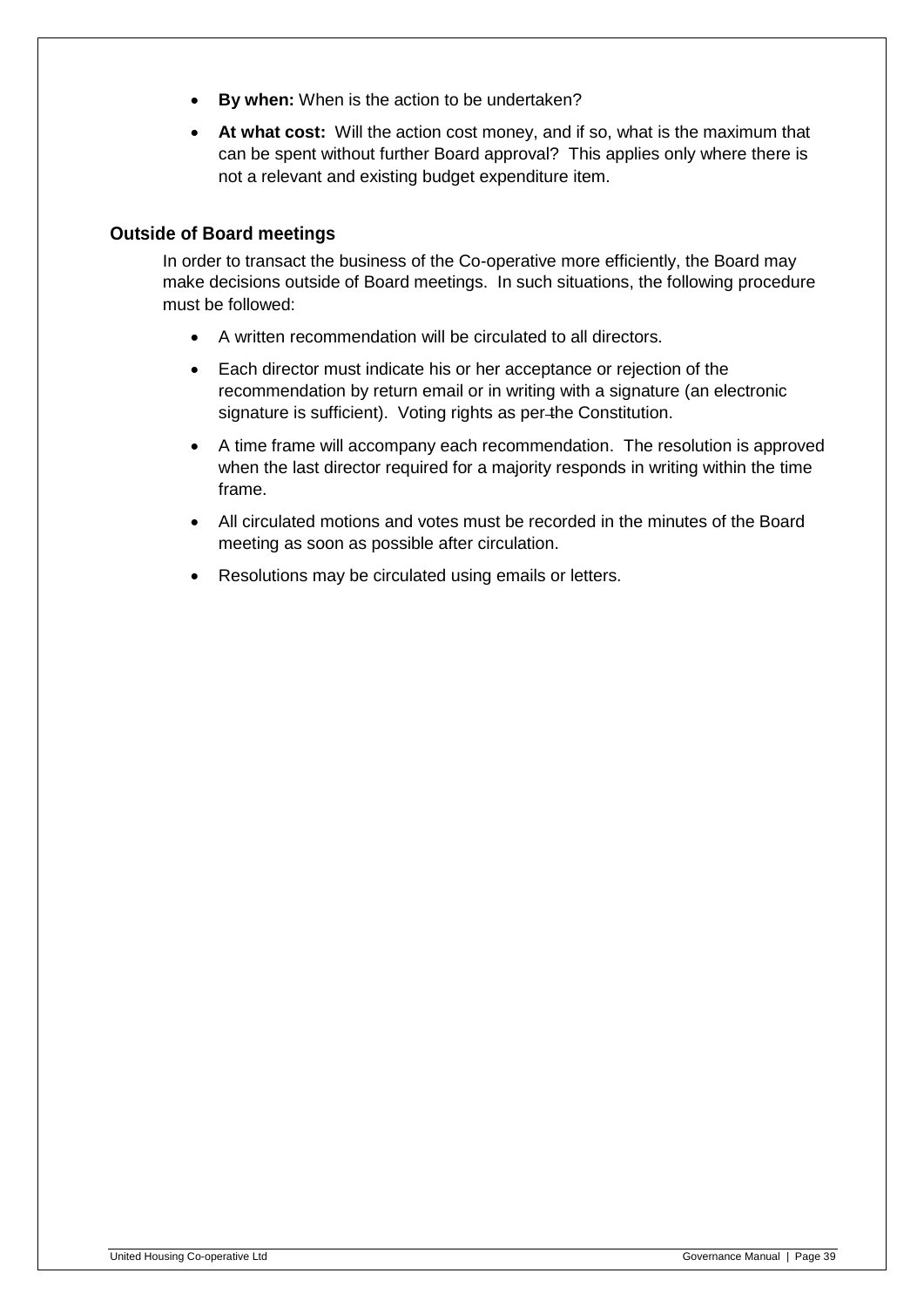- **By when:** When is the action to be undertaken?
- **At what cost:** Will the action cost money, and if so, what is the maximum that can be spent without further Board approval? This applies only where there is not a relevant and existing budget expenditure item.

## Outside of Board meetings

In order to transact the business of the Co-operative more efficiently, the Board may make decisions outside of Board meetings. In such situations, the following procedure must be followed:

- A written recommendation will be circulated to all directors.
- Each director must indicate his or her acceptance or rejection of the recommendation by return email or in writing with a signature (an electronic signature is sufficient). Voting rights as per the Constitution.
- A time frame will accompany each recommendation. The resolution is approved when the last director required for a majority responds in writing within the time frame.
- All circulated motions and votes must be recorded in the minutes of the Board meeting as soon as possible after circulation.
- Resolutions may be circulated using emails or letters.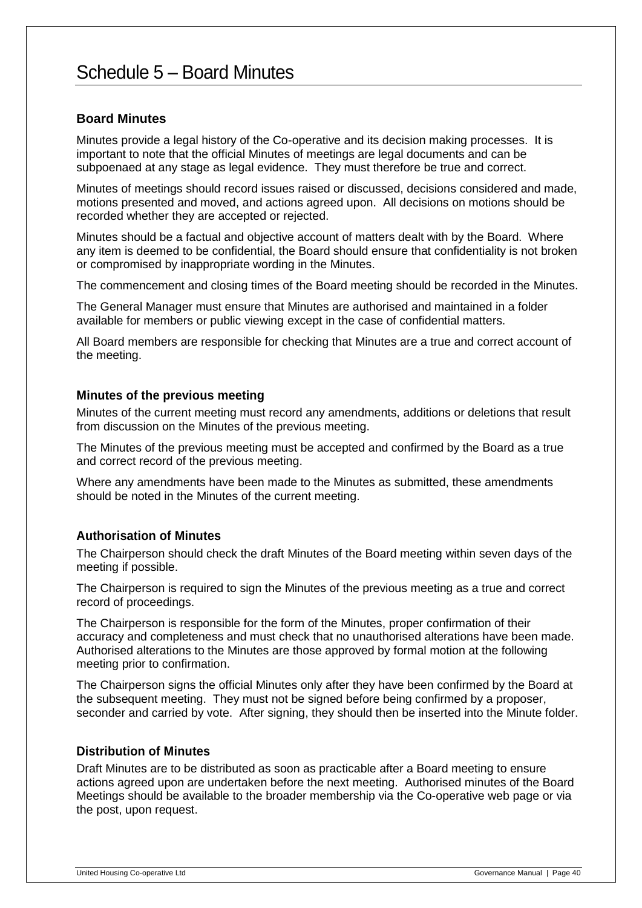# Schedule 5 – Board Minutes

### Board Minutes

Minutes provide a legal history of the Co-operative and its decision making processes. It is important to note that the official Minutes of meetings are legal documents and can be subpoenaed at any stage as legal evidence. They must therefore be true and correct.

Minutes of meetings should record issues raised or discussed, decisions considered and made, motions presented and moved, and actions agreed upon. All decisions on motions should be recorded whether they are accepted or rejected.

Minutes should be a factual and objective account of matters dealt with by the Board. Where any item is deemed to be confidential, the Board should ensure that confidentiality is not broken or compromised by inappropriate wording in the Minutes.

The commencement and closing times of the Board meeting should be recorded in the Minutes.

The General Manager must ensure that Minutes are authorised and maintained in a folder available for members or public viewing except in the case of confidential matters.

All Board members are responsible for checking that Minutes are a true and correct account of the meeting.

### Minutes of the previous meeting

Minutes of the current meeting must record any amendments, additions or deletions that result from discussion on the Minutes of the previous meeting.

The Minutes of the previous meeting must be accepted and confirmed by the Board as a true and correct record of the previous meeting.

Where any amendments have been made to the Minutes as submitted, these amendments should be noted in the Minutes of the current meeting.

### Authorisation of Minutes

The Chairperson should check the draft Minutes of the Board meeting within seven days of the meeting if possible.

The Chairperson is required to sign the Minutes of the previous meeting as a true and correct record of proceedings.

The Chairperson is responsible for the form of the Minutes, proper confirmation of their accuracy and completeness and must check that no unauthorised alterations have been made. Authorised alterations to the Minutes are those approved by formal motion at the following meeting prior to confirmation.

The Chairperson signs the official Minutes only after they have been confirmed by the Board at the subsequent meeting. They must not be signed before being confirmed by a proposer, seconder and carried by vote. After signing, they should then be inserted into the Minute folder.

### Distribution of Minutes

Draft Minutes are to be distributed as soon as practicable after a Board meeting to ensure actions agreed upon are undertaken before the next meeting. Authorised minutes of the Board Meetings should be available to the broader membership via the Co-operative web page or via the post, upon request.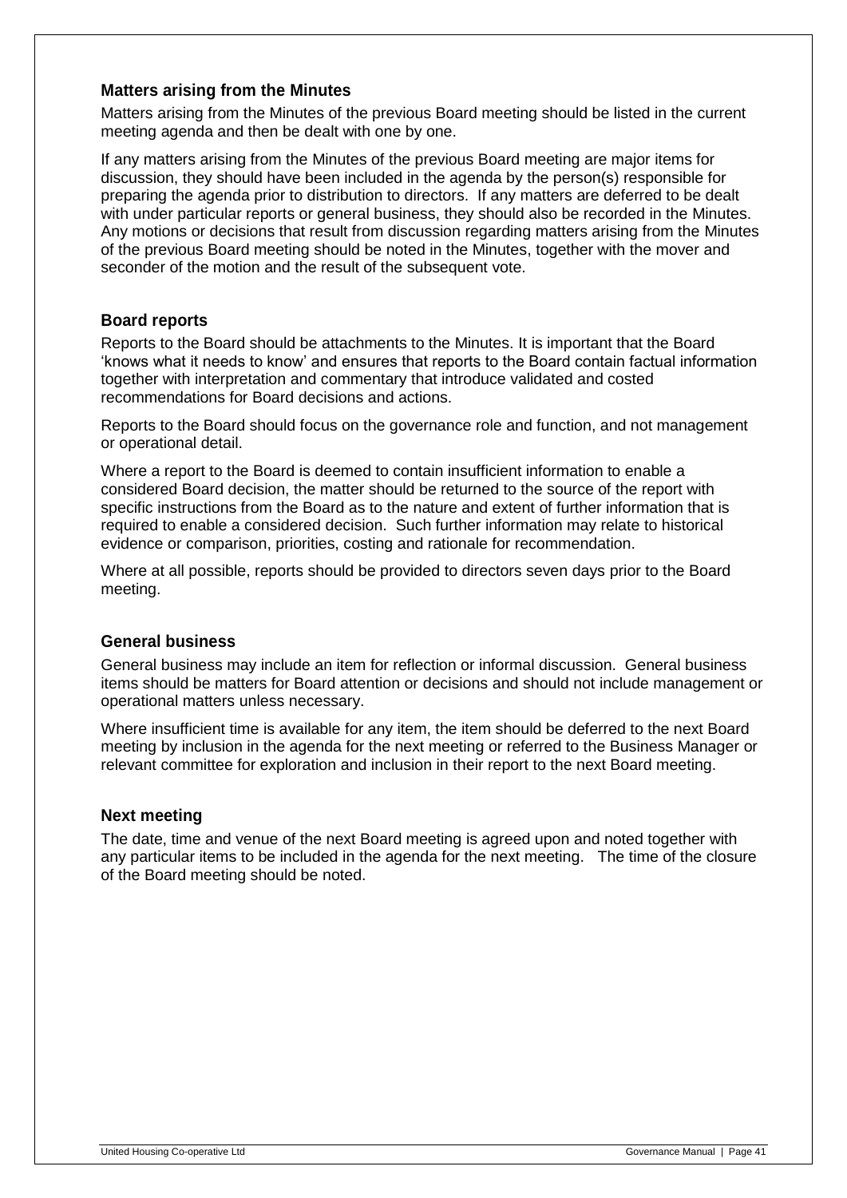### Matters arising from the Minutes

Matters arising from the Minutes of the previous Board meeting should be listed in the current meeting agenda and then be dealt with one by one.

If any matters arising from the Minutes of the previous Board meeting are major items for discussion, they should have been included in the agenda by the person(s) responsible for preparing the agenda prior to distribution to directors. If any matters are deferred to be dealt with under particular reports or general business, they should also be recorded in the Minutes. Any motions or decisions that result from discussion regarding matters arising from the Minutes of the previous Board meeting should be noted in the Minutes, together with the mover and seconder of the motion and the result of the subsequent vote.

### Board reports

Reports to the Board should be attachments to the Minutes. It is important that the Board 'knows what it needs to know' and ensures that reports to the Board contain factual information together with interpretation and commentary that introduce validated and costed recommendations for Board decisions and actions.

Reports to the Board should focus on the governance role and function, and not management or operational detail.

Where a report to the Board is deemed to contain insufficient information to enable a considered Board decision, the matter should be returned to the source of the report with specific instructions from the Board as to the nature and extent of further information that is required to enable a considered decision. Such further information may relate to historical evidence or comparison, priorities, costing and rationale for recommendation.

Where at all possible, reports should be provided to directors seven days prior to the Board meeting.

### General business

General business may include an item for reflection or informal discussion. General business items should be matters for Board attention or decisions and should not include management or operational matters unless necessary.

Where insufficient time is available for any item, the item should be deferred to the next Board meeting by inclusion in the agenda for the next meeting or referred to the Business Manager or relevant committee for exploration and inclusion in their report to the next Board meeting.

### Next meeting

The date, time and venue of the next Board meeting is agreed upon and noted together with any particular items to be included in the agenda for the next meeting. The time of the closure of the Board meeting should be noted.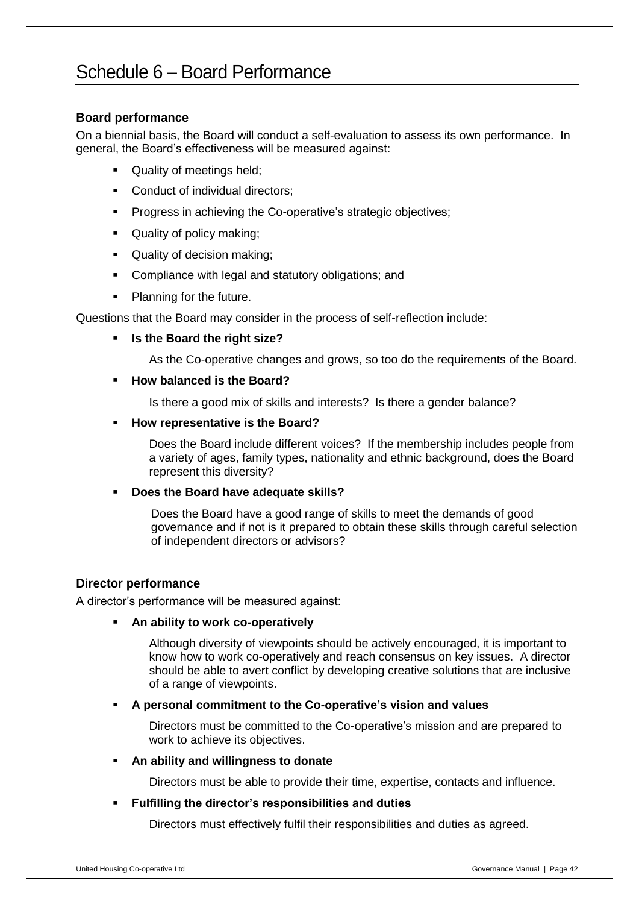# Schedule 6 – Board Performance

### Board performance

On a biennial basis, the Board will conduct a self-evaluation to assess its own performance. In general, the Board's effectiveness will be measured against:

- Quality of meetings held;
- Conduct of individual directors;
- Progress in achieving the Co-operative's strategic objectives;
- Quality of policy making;
- Quality of decision making;
- Compliance with legal and statutory obligations; and
- Planning for the future.

Questions that the Board may consider in the process of self-reflection include:

- **Is the Board the right size?**

  As the Co-operative changes and grows, so too do the requirements of the Board.

- **How balanced is the Board?**

  Is there a good mix of skills and interests? Is there a gender balance?

- **How representative is the Board?**

  Does the Board include different voices? If the membership includes people from a variety of ages, family types, nationality and ethnic background, does the Board represent this diversity?

- **Does the Board have adequate skills?**

  Does the Board have a good range of skills to meet the demands of good governance and if not is it prepared to obtain these skills through careful selection of independent directors or advisors?

### Director performance

A director's performance will be measured against:

- **An ability to work co-operatively**

  Although diversity of viewpoints should be actively encouraged, it is important to know how to work co-operatively and reach consensus on key issues. A director should be able to avert conflict by developing creative solutions that are inclusive of a range of viewpoints.

- **A personal commitment to the Co-operative's vision and values**

  Directors must be committed to the Co-operative's mission and are prepared to work to achieve its objectives.

- **An ability and willingness to donate**

  Directors must be able to provide their time, expertise, contacts and influence.

- **Fulfilling the director's responsibilities and duties**

  Directors must effectively fulfil their responsibilities and duties as agreed.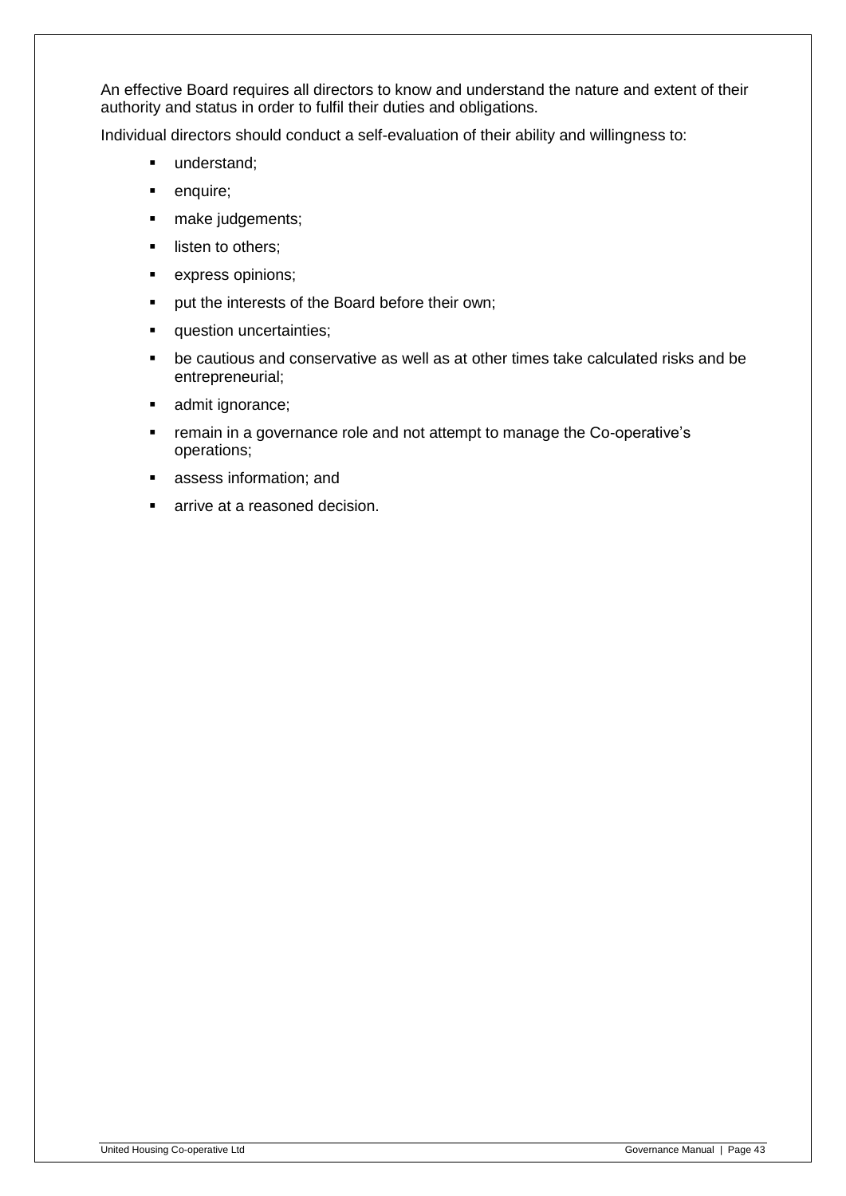An effective Board requires all directors to know and understand the nature and extent of their authority and status in order to fulfil their duties and obligations.

Individual directors should conduct a self-evaluation of their ability and willingness to:

- understand;
- enquire;
- make judgements;
- listen to others;
- express opinions;
- put the interests of the Board before their own;
- question uncertainties;
- be cautious and conservative as well as at other times take calculated risks and be entrepreneurial;
- admit ignorance;
- remain in a governance role and not attempt to manage the Co-operative's operations;
- assess information; and
- arrive at a reasoned decision.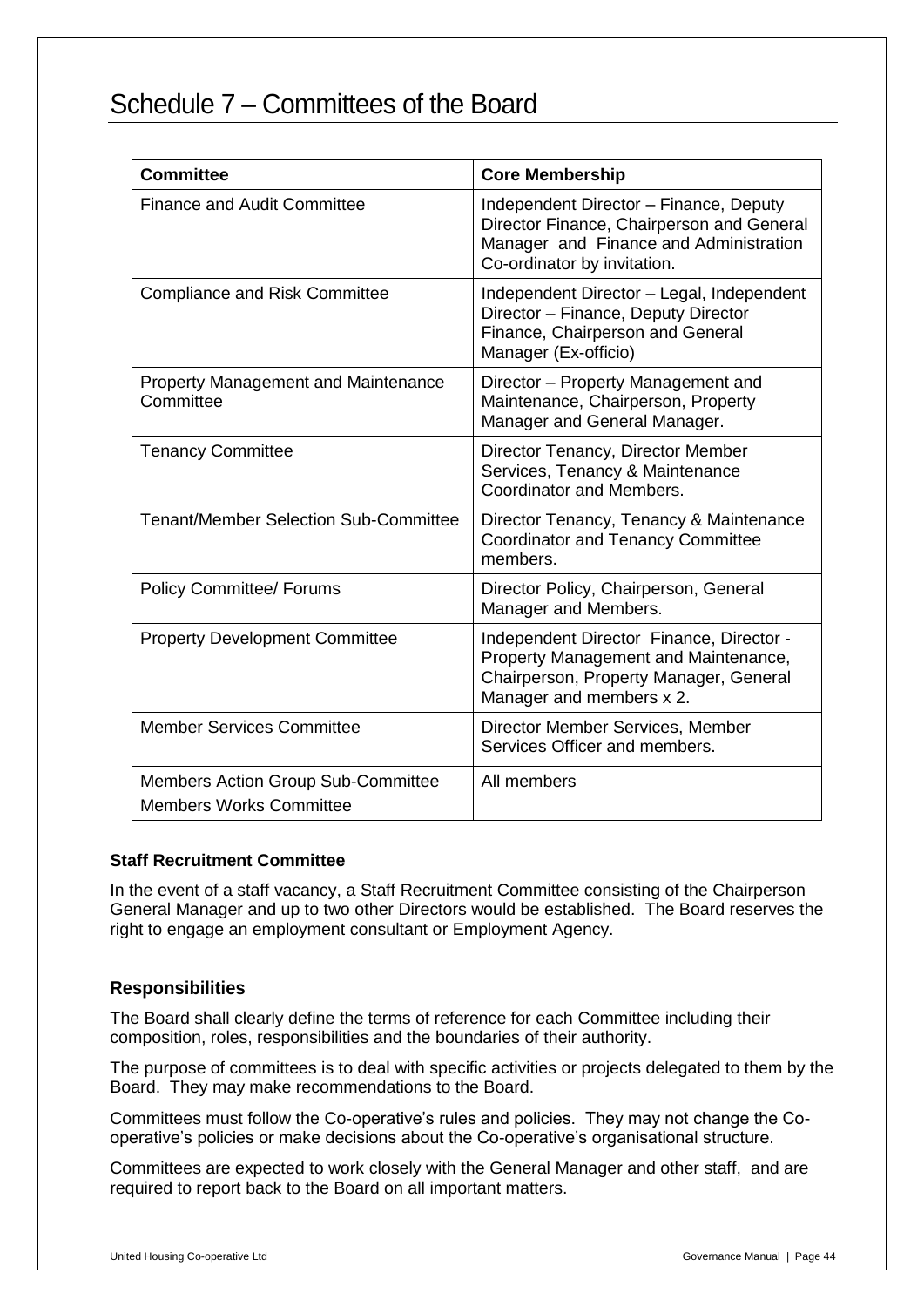# Schedule 7 – Committees of the Board

| Committee | Core Membership |
|---|---|
| Finance and Audit Committee | Independent Director – Finance, Deputy Director Finance, Chairperson and General Manager and Finance and Administration Co-ordinator by invitation. |
| Compliance and Risk Committee | Independent Director – Legal, Independent Director – Finance, Deputy Director Finance, Chairperson and General Manager (Ex-officio) |
| Property Management and Maintenance Committee | Director – Property Management and Maintenance, Chairperson, Property Manager and General Manager. |
| Tenancy Committee | Director Tenancy, Director Member Services, Tenancy & Maintenance Coordinator and Members. |
| Tenant/Member Selection Sub-Committee | Director Tenancy, Tenancy & Maintenance Coordinator and Tenancy Committee members. |
| Policy Committee/ Forums | Director Policy, Chairperson, General Manager and Members. |
| Property Development Committee | Independent Director Finance, Director - Property Management and Maintenance, Chairperson, Property Manager, General Manager and members x 2. |
| Member Services Committee | Director Member Services, Member Services Officer and members. |
| Members Action Group Sub-Committee<br>Members Works Committee | All members |

**Staff Recruitment Committee**

In the event of a staff vacancy, a Staff Recruitment Committee consisting of the Chairperson General Manager and up to two other Directors would be established. The Board reserves the right to engage an employment consultant or Employment Agency.

## Responsibilities

The Board shall clearly define the terms of reference for each Committee including their composition, roles, responsibilities and the boundaries of their authority.

The purpose of committees is to deal with specific activities or projects delegated to them by the Board. They may make recommendations to the Board.

Committees must follow the Co-operative's rules and policies. They may not change the Co-operative's policies or make decisions about the Co-operative's organisational structure.

Committees are expected to work closely with the General Manager and other staff, and are required to report back to the Board on all important matters.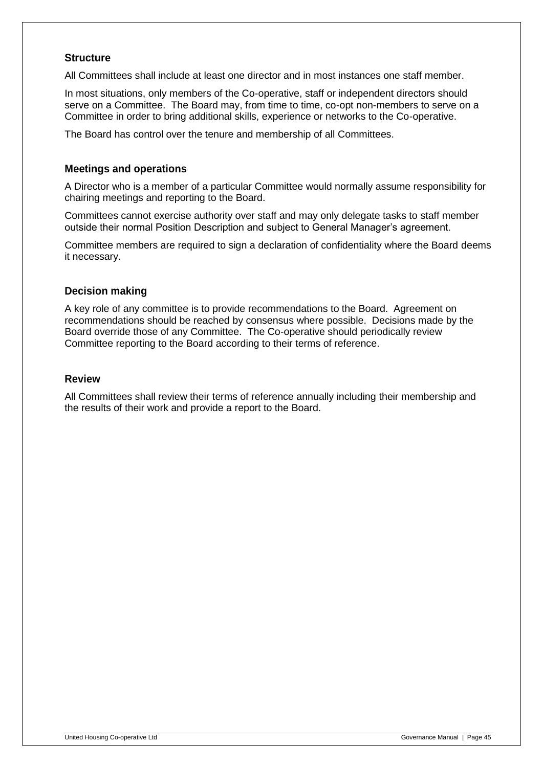### Structure

All Committees shall include at least one director and in most instances one staff member.

In most situations, only members of the Co-operative, staff or independent directors should serve on a Committee. The Board may, from time to time, co-opt non-members to serve on a Committee in order to bring additional skills, experience or networks to the Co-operative.

The Board has control over the tenure and membership of all Committees.

### Meetings and operations

A Director who is a member of a particular Committee would normally assume responsibility for chairing meetings and reporting to the Board.

Committees cannot exercise authority over staff and may only delegate tasks to staff member outside their normal Position Description and subject to General Manager's agreement.

Committee members are required to sign a declaration of confidentiality where the Board deems it necessary.

### Decision making

A key role of any committee is to provide recommendations to the Board. Agreement on recommendations should be reached by consensus where possible. Decisions made by the Board override those of any Committee. The Co-operative should periodically review Committee reporting to the Board according to their terms of reference.

### Review

All Committees shall review their terms of reference annually including their membership and the results of their work and provide a report to the Board.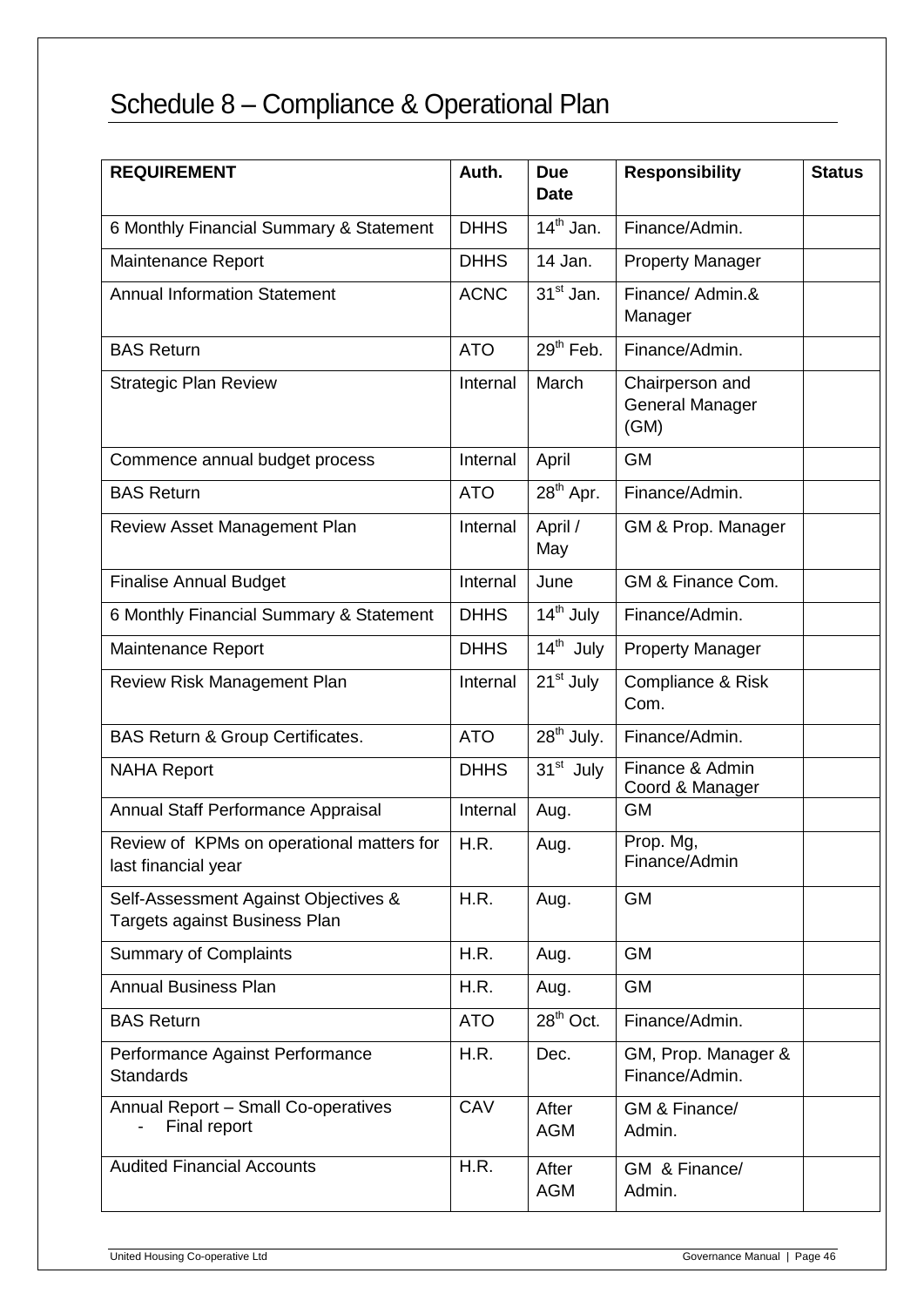# Schedule 8 – Compliance & Operational Plan

| REQUIREMENT | Auth. | Due Date | Responsibility | Status |
|---|---|---|---|---|
| 6 Monthly Financial Summary & Statement | DHHS | 14th Jan. | Finance/Admin. | |
| Maintenance Report | DHHS | 14 Jan. | Property Manager | |
| Annual Information Statement | ACNC | 31st Jan. | Finance/ Admin.& Manager | |
| BAS Return | ATO | 29th Feb. | Finance/Admin. | |
| Strategic Plan Review | Internal | March | Chairperson and General Manager (GM) | |
| Commence annual budget process | Internal | April | GM | |
| BAS Return | ATO | 28th Apr. | Finance/Admin. | |
| Review Asset Management Plan | Internal | April / May | GM & Prop. Manager | |
| Finalise Annual Budget | Internal | June | GM & Finance Com. | |
| 6 Monthly Financial Summary & Statement | DHHS | 14th July | Finance/Admin. | |
| Maintenance Report | DHHS | 14th July | Property Manager | |
| Review Risk Management Plan | Internal | 21st July | Compliance & Risk Com. | |
| BAS Return & Group Certificates. | ATO | 28th July. | Finance/Admin. | |
| NAHA Report | DHHS | 31st July | Finance & Admin Coord & Manager | |
| Annual Staff Performance Appraisal | Internal | Aug. | GM | |
| Review of KPMs on operational matters for last financial year | H.R. | Aug. | Prop. Mg, Finance/Admin | |
| Self-Assessment Against Objectives & Targets against Business Plan | H.R. | Aug. | GM | |
| Summary of Complaints | H.R. | Aug. | GM | |
| Annual Business Plan | H.R. | Aug. | GM | |
| BAS Return | ATO | 28th Oct. | Finance/Admin. | |
| Performance Against Performance Standards | H.R. | Dec. | GM, Prop. Manager & Finance/Admin. | |
| Annual Report – Small Co-operatives<br>- Final report | CAV | After AGM | GM & Finance/ Admin. | |
| Audited Financial Accounts | H.R. | After AGM | GM & Finance/ Admin. | |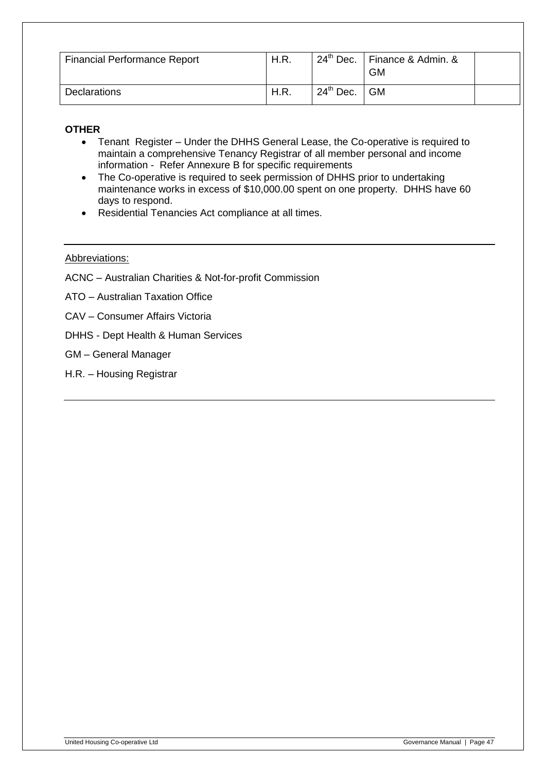| Financial Performance Report | H.R. | 24th Dec. | Finance & Admin. & GM | |
|---|---|---|---|---|
| Declarations | H.R. | 24th Dec. | GM | |

**OTHER**

- Tenant Register – Under the DHHS General Lease, the Co-operative is required to maintain a comprehensive Tenancy Registrar of all member personal and income information - Refer Annexure B for specific requirements
- The Co-operative is required to seek permission of DHHS prior to undertaking maintenance works in excess of $10,000.00 spent on one property. DHHS have 60 days to respond.
- Residential Tenancies Act compliance at all times.

---

Abbreviations:

ACNC – Australian Charities & Not-for-profit Commission

ATO – Australian Taxation Office

CAV – Consumer Affairs Victoria

DHHS - Dept Health & Human Services

GM – General Manager

H.R. – Housing Registrar

---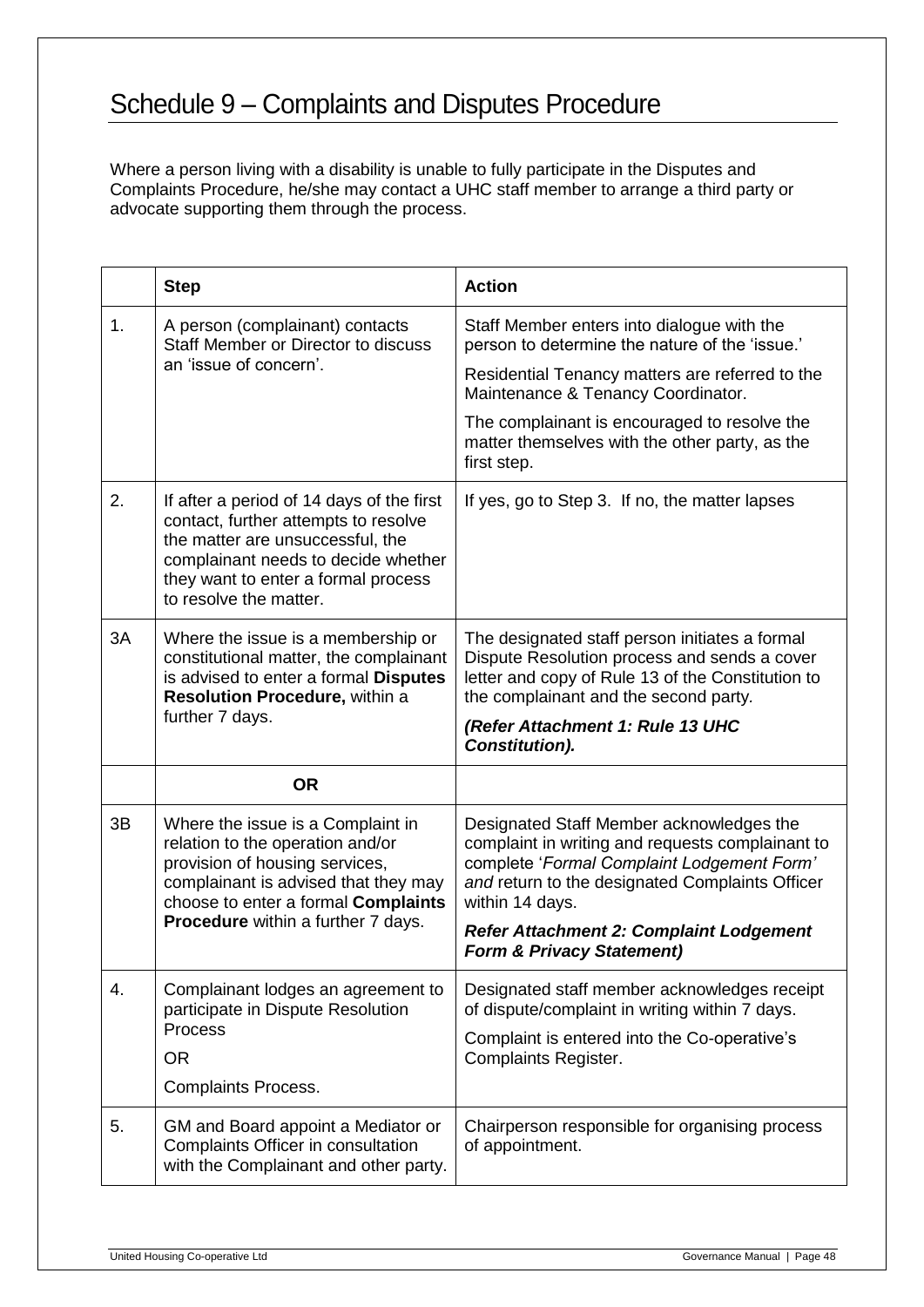# Schedule 9 – Complaints and Disputes Procedure

Where a person living with a disability is unable to fully participate in the Disputes and Complaints Procedure, he/she may contact a UHC staff member to arrange a third party or advocate supporting them through the process.

| | **Step** | **Action** |
|---|---|---|
| 1. | A person (complainant) contacts Staff Member or Director to discuss an 'issue of concern'. | Staff Member enters into dialogue with the person to determine the nature of the 'issue.'<br><br>Residential Tenancy matters are referred to the Maintenance & Tenancy Coordinator.<br><br>The complainant is encouraged to resolve the matter themselves with the other party, as the first step. |
| 2. | If after a period of 14 days of the first contact, further attempts to resolve the matter are unsuccessful, the complainant needs to decide whether they want to enter a formal process to resolve the matter. | If yes, go to Step 3. If no, the matter lapses |
| 3A | Where the issue is a membership or constitutional matter, the complainant is advised to enter a formal **Disputes Resolution Procedure,** within a further 7 days. | The designated staff person initiates a formal Dispute Resolution process and sends a cover letter and copy of Rule 13 of the Constitution to the complainant and the second party.<br><br>***(Refer Attachment 1: Rule 13 UHC Constitution).*** |
| | **OR** | |
| 3B | Where the issue is a Complaint in relation to the operation and/or provision of housing services, complainant is advised that they may choose to enter a formal **Complaints Procedure** within a further 7 days. | Designated Staff Member acknowledges the complaint in writing and requests complainant to complete '*Formal Complaint Lodgement Form*' *and* return to the designated Complaints Officer within 14 days.<br><br>***Refer Attachment 2: Complaint Lodgement Form & Privacy Statement)*** |
| 4. | Complainant lodges an agreement to participate in Dispute Resolution Process<br><br>OR<br><br>Complaints Process. | Designated staff member acknowledges receipt of dispute/complaint in writing within 7 days.<br><br>Complaint is entered into the Co-operative's Complaints Register. |
| 5. | GM and Board appoint a Mediator or Complaints Officer in consultation with the Complainant and other party. | Chairperson responsible for organising process of appointment. |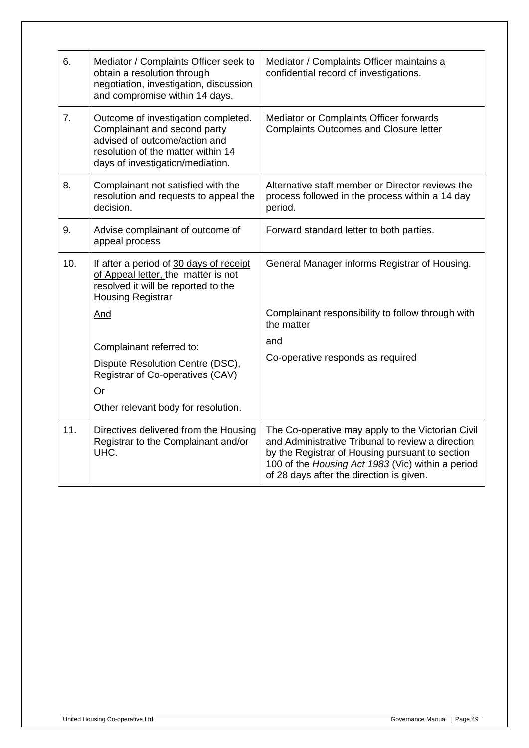| | | |
|---|---|---|
| 6. | Mediator / Complaints Officer seek to obtain a resolution through negotiation, investigation, discussion and compromise within 14 days. | Mediator / Complaints Officer maintains a confidential record of investigations. |
| 7. | Outcome of investigation completed. Complainant and second party advised of outcome/action and resolution of the matter within 14 days of investigation/mediation. | Mediator or Complaints Officer forwards Complaints Outcomes and Closure letter |
| 8. | Complainant not satisfied with the resolution and requests to appeal the decision. | Alternative staff member or Director reviews the process followed in the process within a 14 day period. |
| 9. | Advise complainant of outcome of appeal process | Forward standard letter to both parties. |
| 10. | If after a period of 30 days of receipt of Appeal letter, the matter is not resolved it will be reported to the Housing Registrar<br><br>And<br><br>Complainant referred to:<br><br>Dispute Resolution Centre (DSC), Registrar of Co-operatives (CAV)<br><br>Or<br><br>Other relevant body for resolution. | General Manager informs Registrar of Housing.<br><br>Complainant responsibility to follow through with the matter<br><br>and<br><br>Co-operative responds as required |
| 11. | Directives delivered from the Housing Registrar to the Complainant and/or UHC. | The Co-operative may apply to the Victorian Civil and Administrative Tribunal to review a direction by the Registrar of Housing pursuant to section 100 of the *Housing Act 1983* (Vic) within a period of 28 days after the direction is given. |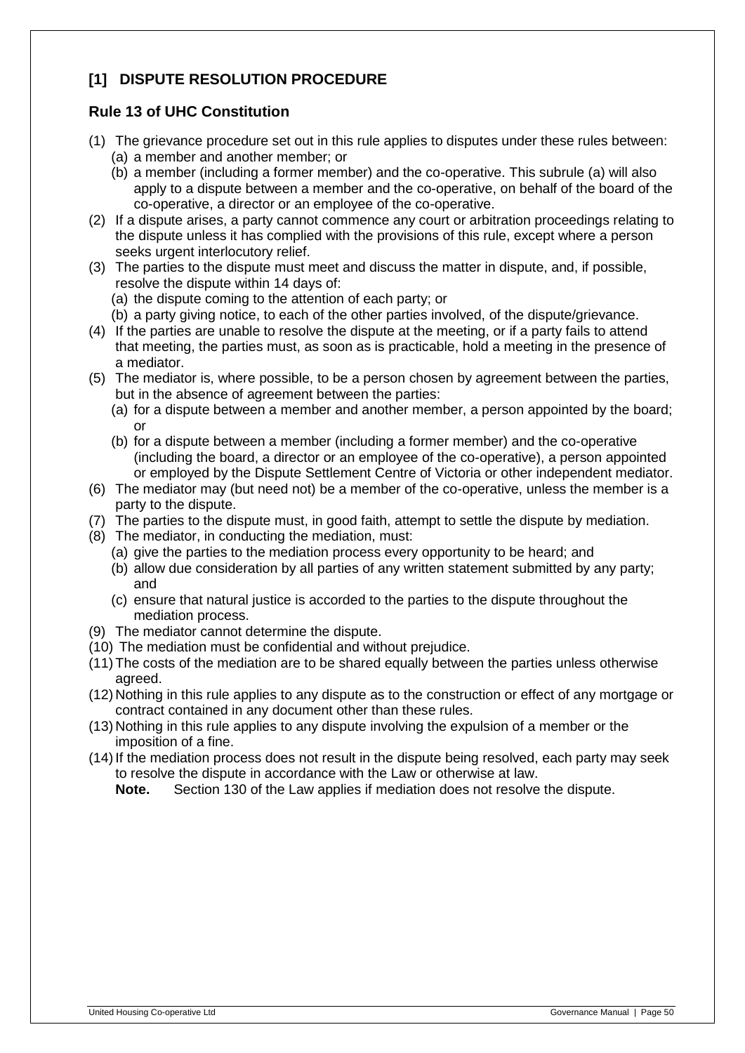## [1] DISPUTE RESOLUTION PROCEDURE

### Rule 13 of UHC Constitution

(1) The grievance procedure set out in this rule applies to disputes under these rules between:
   (a) a member and another member; or
   (b) a member (including a former member) and the co-operative. This subrule (a) will also apply to a dispute between a member and the co-operative, on behalf of the board of the co-operative, a director or an employee of the co-operative.

(2) If a dispute arises, a party cannot commence any court or arbitration proceedings relating to the dispute unless it has complied with the provisions of this rule, except where a person seeks urgent interlocutory relief.

(3) The parties to the dispute must meet and discuss the matter in dispute, and, if possible, resolve the dispute within 14 days of:
   (a) the dispute coming to the attention of each party; or
   (b) a party giving notice, to each of the other parties involved, of the dispute/grievance.

(4) If the parties are unable to resolve the dispute at the meeting, or if a party fails to attend that meeting, the parties must, as soon as is practicable, hold a meeting in the presence of a mediator.

(5) The mediator is, where possible, to be a person chosen by agreement between the parties, but in the absence of agreement between the parties:
   (a) for a dispute between a member and another member, a person appointed by the board; or
   (b) for a dispute between a member (including a former member) and the co-operative (including the board, a director or an employee of the co-operative), a person appointed or employed by the Dispute Settlement Centre of Victoria or other independent mediator.

(6) The mediator may (but need not) be a member of the co-operative, unless the member is a party to the dispute.

(7) The parties to the dispute must, in good faith, attempt to settle the dispute by mediation.

(8) The mediator, in conducting the mediation, must:
   (a) give the parties to the mediation process every opportunity to be heard; and
   (b) allow due consideration by all parties of any written statement submitted by any party; and
   (c) ensure that natural justice is accorded to the parties to the dispute throughout the mediation process.

(9) The mediator cannot determine the dispute.

(10) The mediation must be confidential and without prejudice.

(11) The costs of the mediation are to be shared equally between the parties unless otherwise agreed.

(12) Nothing in this rule applies to any dispute as to the construction or effect of any mortgage or contract contained in any document other than these rules.

(13) Nothing in this rule applies to any dispute involving the expulsion of a member or the imposition of a fine.

(14) If the mediation process does not result in the dispute being resolved, each party may seek to resolve the dispute in accordance with the Law or otherwise at law.

   **Note.** Section 130 of the Law applies if mediation does not resolve the dispute.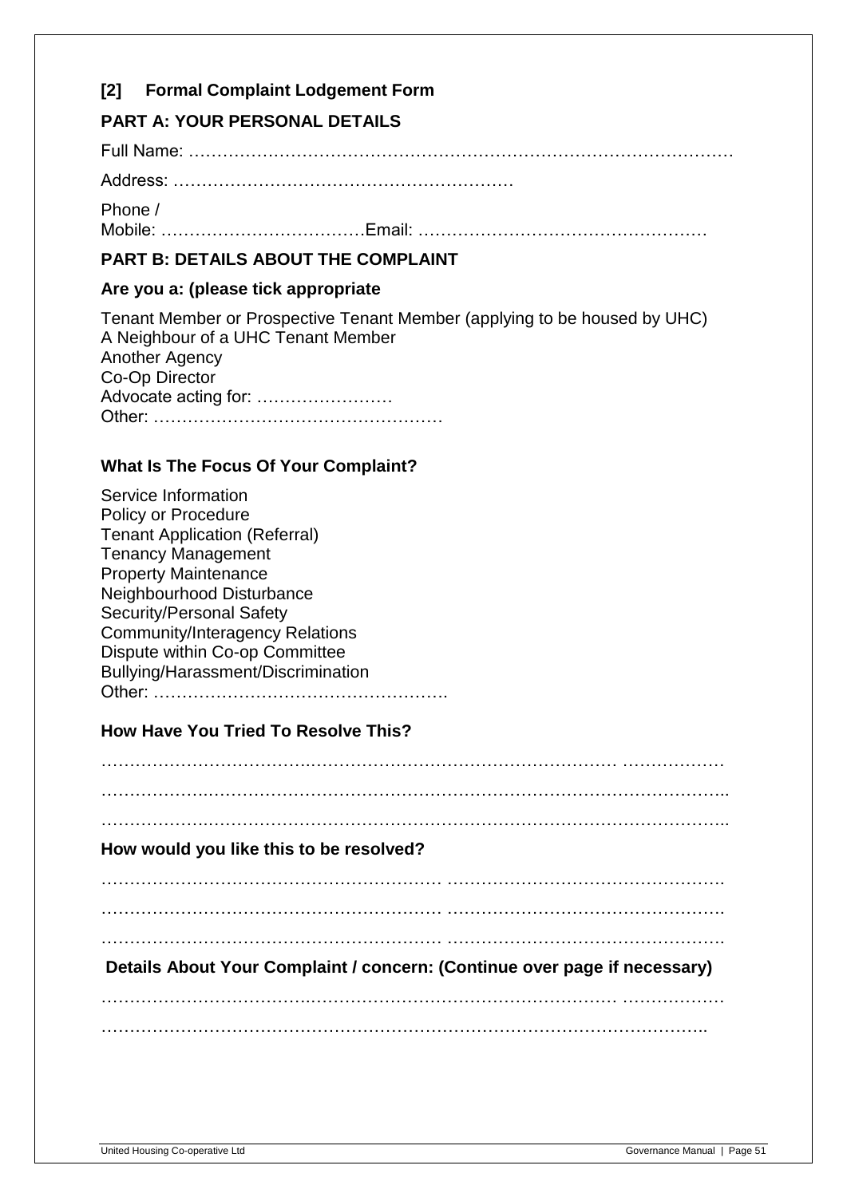### [2] Formal Complaint Lodgement Form

**PART A: YOUR PERSONAL DETAILS**

Full Name: ……………………………………………………………………………………

Address: …………………………………………………

Phone / Mobile: ………………………………Email: ……………………………………………

**PART B: DETAILS ABOUT THE COMPLAINT**

**Are you a: (please tick appropriate**

Tenant Member or Prospective Tenant Member (applying to be housed by UHC)
A Neighbour of a UHC Tenant Member
Another Agency
Co-Op Director
Advocate acting for: ……………………
Other: ……………………………………………

**What Is The Focus Of Your Complaint?**

Service Information
Policy or Procedure
Tenant Application (Referral)
Tenancy Management
Property Maintenance
Neighbourhood Disturbance
Security/Personal Safety
Community/Interagency Relations
Dispute within Co-op Committee
Bullying/Harassment/Discrimination
Other: …………………………………………….

**How Have You Tried To Resolve This?**

……………………………………………………………………………… ………………

…………………………………………………………………………………………………..

…………………………………………………………………………………………………..

**How would you like this to be resolved?**

…………………………………………………… ………………………………………….

…………………………………………………… ………………………………………….

…………………………………………………… ………………………………………….

**Details About Your Complaint / concern: (Continue over page if necessary)**

……………………………………………………………………………… ………………

……………………………………………………………………………………………..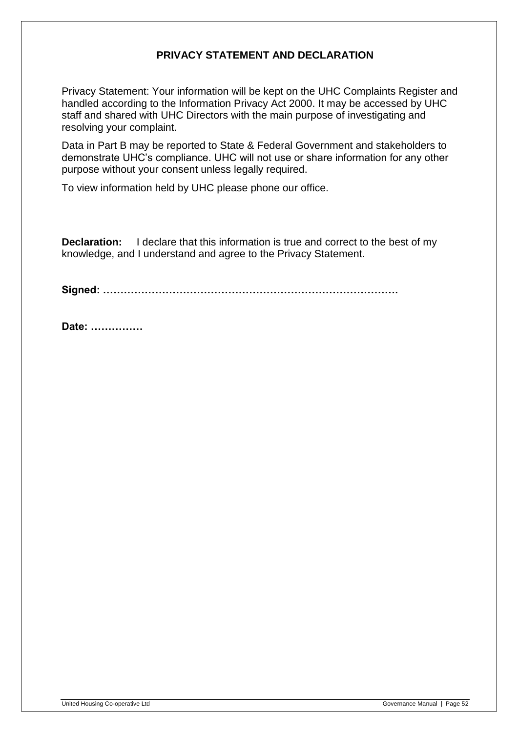## PRIVACY STATEMENT AND DECLARATION

Privacy Statement: Your information will be kept on the UHC Complaints Register and handled according to the Information Privacy Act 2000. It may be accessed by UHC staff and shared with UHC Directors with the main purpose of investigating and resolving your complaint.

Data in Part B may be reported to State & Federal Government and stakeholders to demonstrate UHC's compliance. UHC will not use or share information for any other purpose without your consent unless legally required.

To view information held by UHC please phone our office.

**Declaration:** I declare that this information is true and correct to the best of my knowledge, and I understand and agree to the Privacy Statement.

**Signed: ………………………………………………………………………….**

**Date: ……………**